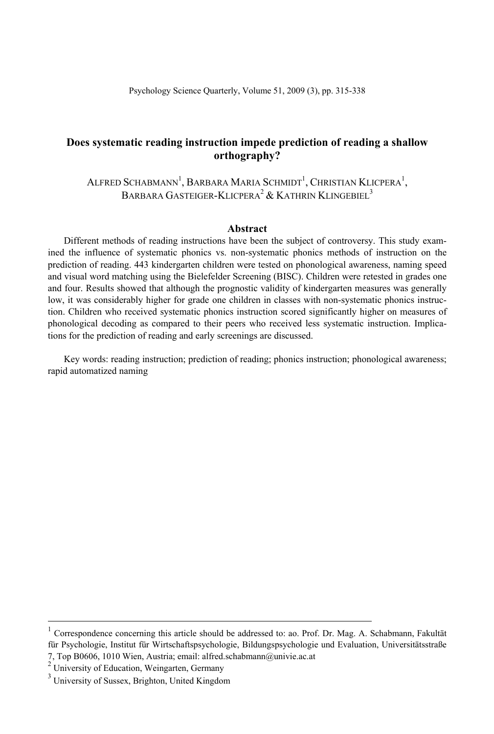# Does systematic reading instruction impede prediction of reading a shallow orthography?

ALFRED SCHABMANN[1], BARBARA MARIA SCHMIDT[1], CHRISTIAN KLICPERA[1], BARBARA GASTEIGER-KLICPERA[2] & KATHRIN KLINGEBIEL[3]

## Abstract

Different methods of reading instructions have been the subject of controversy. This study examined the influence of systematic phonics vs. non-systematic phonics methods of instruction on the prediction of reading. 443 kindergarten children were tested on phonological awareness, naming speed and visual word matching using the Bielefelder Screening (BISC). Children were retested in grades one and four. Results showed that although the prognostic validity of kindergarten measures was generally low, it was considerably higher for grade one children in classes with non-systematic phonics instruction. Children who received systematic phonics instruction scored significantly higher on measures of phonological decoding as compared to their peers who received less systematic instruction. Implications for the prediction of reading and early screenings are discussed.

Key words: reading instruction; prediction of reading; phonics instruction; phonological awareness; rapid automatized naming

---

[1] Correspondence concerning this article should be addressed to: ao. Prof. Dr. Mag. A. Schabmann, Fakultät für Psychologie, Institut für Wirtschaftspsychologie, Bildungspsychologie und Evaluation, Universitätsstraße 7, Top B0606, 1010 Wien, Austria; email: alfred.schabmann@univie.ac.at

[2] University of Education, Weingarten, Germany

[3] University of Sussex, Brighton, United Kingdom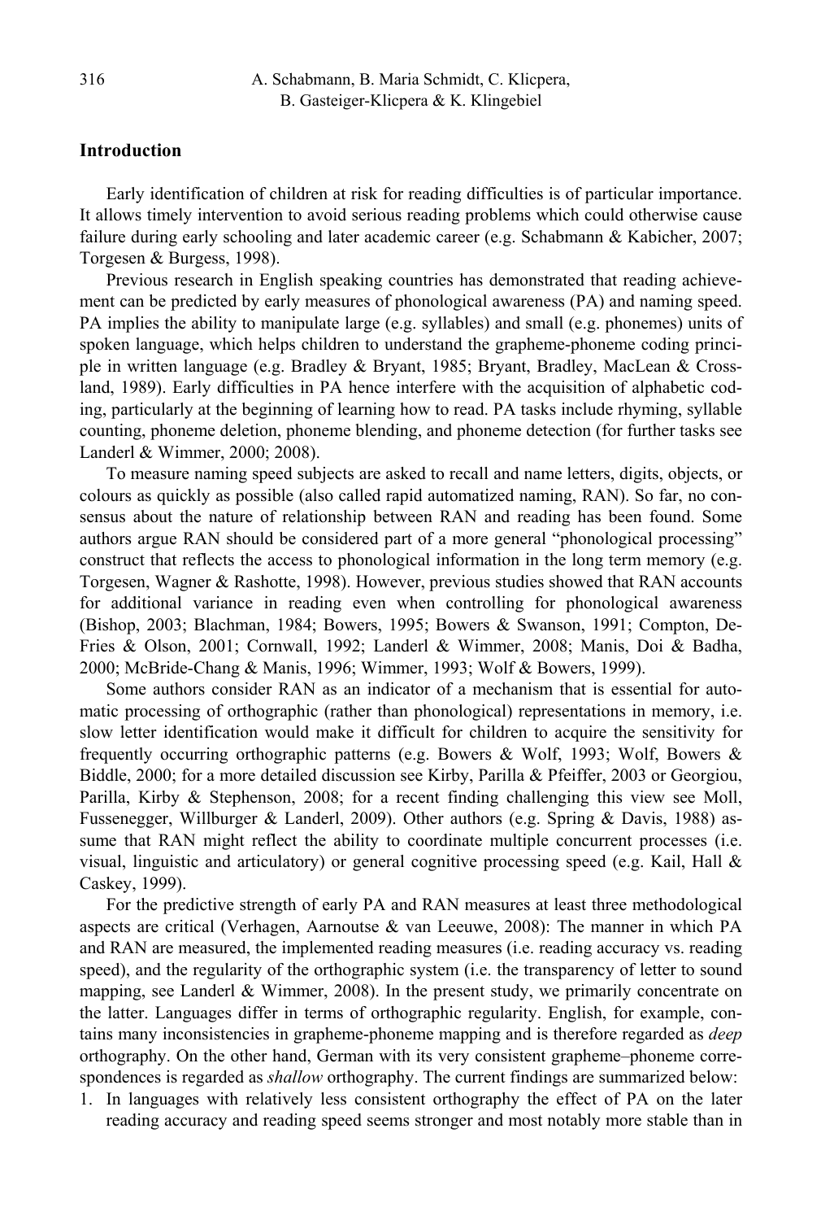## Introduction

Early identification of children at risk for reading difficulties is of particular importance. It allows timely intervention to avoid serious reading problems which could otherwise cause failure during early schooling and later academic career (e.g. Schabmann & Kabicher, 2007; Torgesen & Burgess, 1998).

Previous research in English speaking countries has demonstrated that reading achievement can be predicted by early measures of phonological awareness (PA) and naming speed. PA implies the ability to manipulate large (e.g. syllables) and small (e.g. phonemes) units of spoken language, which helps children to understand the grapheme-phoneme coding principle in written language (e.g. Bradley & Bryant, 1985; Bryant, Bradley, MacLean & Crossland, 1989). Early difficulties in PA hence interfere with the acquisition of alphabetic coding, particularly at the beginning of learning how to read. PA tasks include rhyming, syllable counting, phoneme deletion, phoneme blending, and phoneme detection (for further tasks see Landerl & Wimmer, 2000; 2008).

To measure naming speed subjects are asked to recall and name letters, digits, objects, or colours as quickly as possible (also called rapid automatized naming, RAN). So far, no consensus about the nature of relationship between RAN and reading has been found. Some authors argue RAN should be considered part of a more general "phonological processing" construct that reflects the access to phonological information in the long term memory (e.g. Torgesen, Wagner & Rashotte, 1998). However, previous studies showed that RAN accounts for additional variance in reading even when controlling for phonological awareness (Bishop, 2003; Blachman, 1984; Bowers, 1995; Bowers & Swanson, 1991; Compton, DeFries & Olson, 2001; Cornwall, 1992; Landerl & Wimmer, 2008; Manis, Doi & Badha, 2000; McBride-Chang & Manis, 1996; Wimmer, 1993; Wolf & Bowers, 1999).

Some authors consider RAN as an indicator of a mechanism that is essential for automatic processing of orthographic (rather than phonological) representations in memory, i.e. slow letter identification would make it difficult for children to acquire the sensitivity for frequently occurring orthographic patterns (e.g. Bowers & Wolf, 1993; Wolf, Bowers & Biddle, 2000; for a more detailed discussion see Kirby, Parilla & Pfeiffer, 2003 or Georgiou, Parilla, Kirby & Stephenson, 2008; for a recent finding challenging this view see Moll, Fussenegger, Willburger & Landerl, 2009). Other authors (e.g. Spring & Davis, 1988) assume that RAN might reflect the ability to coordinate multiple concurrent processes (i.e. visual, linguistic and articulatory) or general cognitive processing speed (e.g. Kail, Hall & Caskey, 1999).

For the predictive strength of early PA and RAN measures at least three methodological aspects are critical (Verhagen, Aarnoutse & van Leeuwe, 2008): The manner in which PA and RAN are measured, the implemented reading measures (i.e. reading accuracy vs. reading speed), and the regularity of the orthographic system (i.e. the transparency of letter to sound mapping, see Landerl & Wimmer, 2008). In the present study, we primarily concentrate on the latter. Languages differ in terms of orthographic regularity. English, for example, contains many inconsistencies in grapheme-phoneme mapping and is therefore regarded as *deep* orthography. On the other hand, German with its very consistent grapheme–phoneme correspondences is regarded as *shallow* orthography. The current findings are summarized below:

1. In languages with relatively less consistent orthography the effect of PA on the later reading accuracy and reading speed seems stronger and most notably more stable than in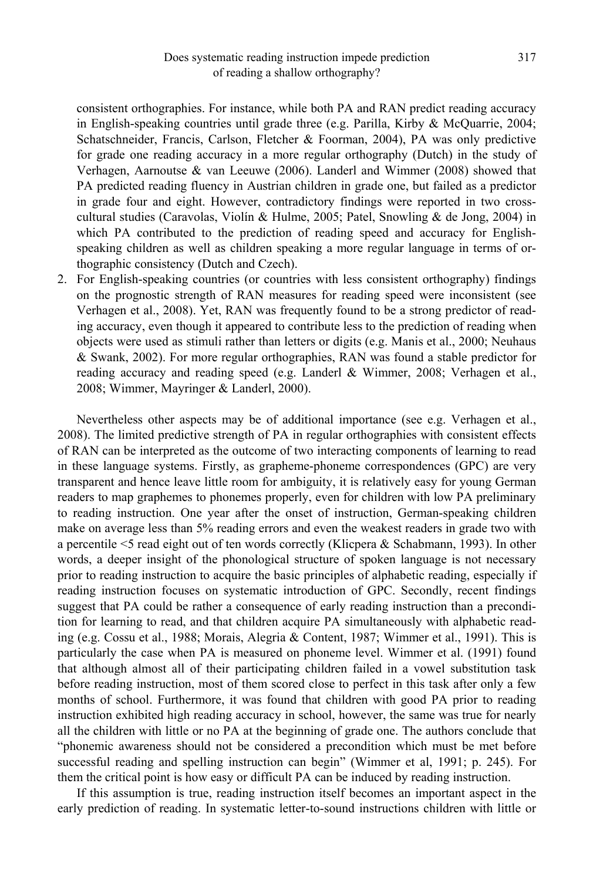consistent orthographies. For instance, while both PA and RAN predict reading accuracy in English-speaking countries until grade three (e.g. Parilla, Kirby & McQuarrie, 2004; Schatschneider, Francis, Carlson, Fletcher & Foorman, 2004), PA was only predictive for grade one reading accuracy in a more regular orthography (Dutch) in the study of Verhagen, Aarnoutse & van Leeuwe (2006). Landerl and Wimmer (2008) showed that PA predicted reading fluency in Austrian children in grade one, but failed as a predictor in grade four and eight. However, contradictory findings were reported in two cross-cultural studies (Caravolas, Violín & Hulme, 2005; Patel, Snowling & de Jong, 2004) in which PA contributed to the prediction of reading speed and accuracy for English-speaking children as well as children speaking a more regular language in terms of orthographic consistency (Dutch and Czech).

2. For English-speaking countries (or countries with less consistent orthography) findings on the prognostic strength of RAN measures for reading speed were inconsistent (see Verhagen et al., 2008). Yet, RAN was frequently found to be a strong predictor of reading accuracy, even though it appeared to contribute less to the prediction of reading when objects were used as stimuli rather than letters or digits (e.g. Manis et al., 2000; Neuhaus & Swank, 2002). For more regular orthographies, RAN was found a stable predictor for reading accuracy and reading speed (e.g. Landerl & Wimmer, 2008; Verhagen et al., 2008; Wimmer, Mayringer & Landerl, 2000).

Nevertheless other aspects may be of additional importance (see e.g. Verhagen et al., 2008). The limited predictive strength of PA in regular orthographies with consistent effects of RAN can be interpreted as the outcome of two interacting components of learning to read in these language systems. Firstly, as grapheme-phoneme correspondences (GPC) are very transparent and hence leave little room for ambiguity, it is relatively easy for young German readers to map graphemes to phonemes properly, even for children with low PA preliminary to reading instruction. One year after the onset of instruction, German-speaking children make on average less than 5% reading errors and even the weakest readers in grade two with a percentile <5 read eight out of ten words correctly (Klicpera & Schabmann, 1993). In other words, a deeper insight of the phonological structure of spoken language is not necessary prior to reading instruction to acquire the basic principles of alphabetic reading, especially if reading instruction focuses on systematic introduction of GPC. Secondly, recent findings suggest that PA could be rather a consequence of early reading instruction than a precondition for learning to read, and that children acquire PA simultaneously with alphabetic reading (e.g. Cossu et al., 1988; Morais, Alegria & Content, 1987; Wimmer et al., 1991). This is particularly the case when PA is measured on phoneme level. Wimmer et al. (1991) found that although almost all of their participating children failed in a vowel substitution task before reading instruction, most of them scored close to perfect in this task after only a few months of school. Furthermore, it was found that children with good PA prior to reading instruction exhibited high reading accuracy in school, however, the same was true for nearly all the children with little or no PA at the beginning of grade one. The authors conclude that "phonemic awareness should not be considered a precondition which must be met before successful reading and spelling instruction can begin" (Wimmer et al, 1991; p. 245). For them the critical point is how easy or difficult PA can be induced by reading instruction.

If this assumption is true, reading instruction itself becomes an important aspect in the early prediction of reading. In systematic letter-to-sound instructions children with little or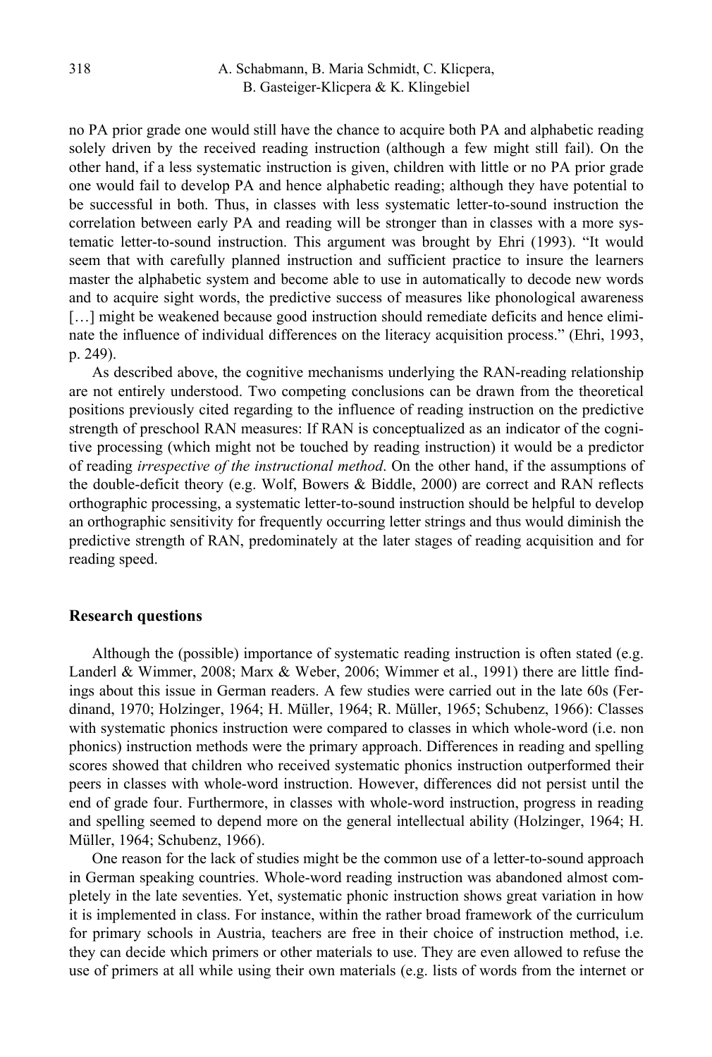no PA prior grade one would still have the chance to acquire both PA and alphabetic reading solely driven by the received reading instruction (although a few might still fail). On the other hand, if a less systematic instruction is given, children with little or no PA prior grade one would fail to develop PA and hence alphabetic reading; although they have potential to be successful in both. Thus, in classes with less systematic letter-to-sound instruction the correlation between early PA and reading will be stronger than in classes with a more systematic letter-to-sound instruction. This argument was brought by Ehri (1993). "It would seem that with carefully planned instruction and sufficient practice to insure the learners master the alphabetic system and become able to use in automatically to decode new words and to acquire sight words, the predictive success of measures like phonological awareness […] might be weakened because good instruction should remediate deficits and hence eliminate the influence of individual differences on the literacy acquisition process." (Ehri, 1993, p. 249).

As described above, the cognitive mechanisms underlying the RAN-reading relationship are not entirely understood. Two competing conclusions can be drawn from the theoretical positions previously cited regarding to the influence of reading instruction on the predictive strength of preschool RAN measures: If RAN is conceptualized as an indicator of the cognitive processing (which might not be touched by reading instruction) it would be a predictor of reading *irrespective of the instructional method*. On the other hand, if the assumptions of the double-deficit theory (e.g. Wolf, Bowers & Biddle, 2000) are correct and RAN reflects orthographic processing, a systematic letter-to-sound instruction should be helpful to develop an orthographic sensitivity for frequently occurring letter strings and thus would diminish the predictive strength of RAN, predominately at the later stages of reading acquisition and for reading speed.

## Research questions

Although the (possible) importance of systematic reading instruction is often stated (e.g. Landerl & Wimmer, 2008; Marx & Weber, 2006; Wimmer et al., 1991) there are little findings about this issue in German readers. A few studies were carried out in the late 60s (Ferdinand, 1970; Holzinger, 1964; H. Müller, 1964; R. Müller, 1965; Schubenz, 1966): Classes with systematic phonics instruction were compared to classes in which whole-word (i.e. non phonics) instruction methods were the primary approach. Differences in reading and spelling scores showed that children who received systematic phonics instruction outperformed their peers in classes with whole-word instruction. However, differences did not persist until the end of grade four. Furthermore, in classes with whole-word instruction, progress in reading and spelling seemed to depend more on the general intellectual ability (Holzinger, 1964; H. Müller, 1964; Schubenz, 1966).

One reason for the lack of studies might be the common use of a letter-to-sound approach in German speaking countries. Whole-word reading instruction was abandoned almost completely in the late seventies. Yet, systematic phonic instruction shows great variation in how it is implemented in class. For instance, within the rather broad framework of the curriculum for primary schools in Austria, teachers are free in their choice of instruction method, i.e. they can decide which primers or other materials to use. They are even allowed to refuse the use of primers at all while using their own materials (e.g. lists of words from the internet or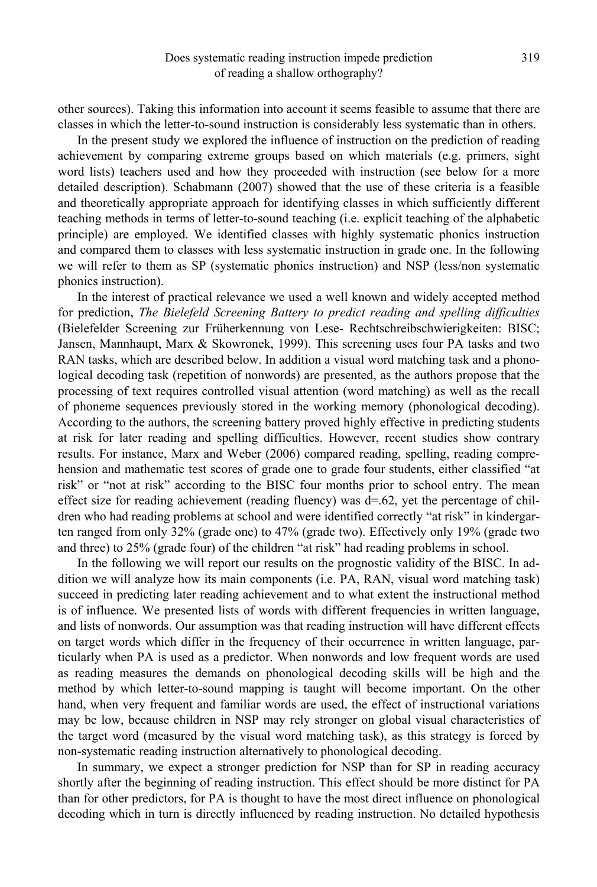other sources). Taking this information into account it seems feasible to assume that there are classes in which the letter-to-sound instruction is considerably less systematic than in others.

In the present study we explored the influence of instruction on the prediction of reading achievement by comparing extreme groups based on which materials (e.g. primers, sight word lists) teachers used and how they proceeded with instruction (see below for a more detailed description). Schabmann (2007) showed that the use of these criteria is a feasible and theoretically appropriate approach for identifying classes in which sufficiently different teaching methods in terms of letter-to-sound teaching (i.e. explicit teaching of the alphabetic principle) are employed. We identified classes with highly systematic phonics instruction and compared them to classes with less systematic instruction in grade one. In the following we will refer to them as SP (systematic phonics instruction) and NSP (less/non systematic phonics instruction).

In the interest of practical relevance we used a well known and widely accepted method for prediction, *The Bielefeld Screening Battery to predict reading and spelling difficulties* (Bielefelder Screening zur Früherkennung von Lese- Rechtschreibschwierigkeiten: BISC; Jansen, Mannhaupt, Marx & Skowronek, 1999). This screening uses four PA tasks and two RAN tasks, which are described below. In addition a visual word matching task and a phonological decoding task (repetition of nonwords) are presented, as the authors propose that the processing of text requires controlled visual attention (word matching) as well as the recall of phoneme sequences previously stored in the working memory (phonological decoding). According to the authors, the screening battery proved highly effective in predicting students at risk for later reading and spelling difficulties. However, recent studies show contrary results. For instance, Marx and Weber (2006) compared reading, spelling, reading comprehension and mathematic test scores of grade one to grade four students, either classified "at risk" or "not at risk" according to the BISC four months prior to school entry. The mean effect size for reading achievement (reading fluency) was d=.62, yet the percentage of children who had reading problems at school and were identified correctly "at risk" in kindergarten ranged from only 32% (grade one) to 47% (grade two). Effectively only 19% (grade two and three) to 25% (grade four) of the children "at risk" had reading problems in school.

In the following we will report our results on the prognostic validity of the BISC. In addition we will analyze how its main components (i.e. PA, RAN, visual word matching task) succeed in predicting later reading achievement and to what extent the instructional method is of influence. We presented lists of words with different frequencies in written language, and lists of nonwords. Our assumption was that reading instruction will have different effects on target words which differ in the frequency of their occurrence in written language, particularly when PA is used as a predictor. When nonwords and low frequent words are used as reading measures the demands on phonological decoding skills will be high and the method by which letter-to-sound mapping is taught will become important. On the other hand, when very frequent and familiar words are used, the effect of instructional variations may be low, because children in NSP may rely stronger on global visual characteristics of the target word (measured by the visual word matching task), as this strategy is forced by non-systematic reading instruction alternatively to phonological decoding.

In summary, we expect a stronger prediction for NSP than for SP in reading accuracy shortly after the beginning of reading instruction. This effect should be more distinct for PA than for other predictors, for PA is thought to have the most direct influence on phonological decoding which in turn is directly influenced by reading instruction. No detailed hypothesis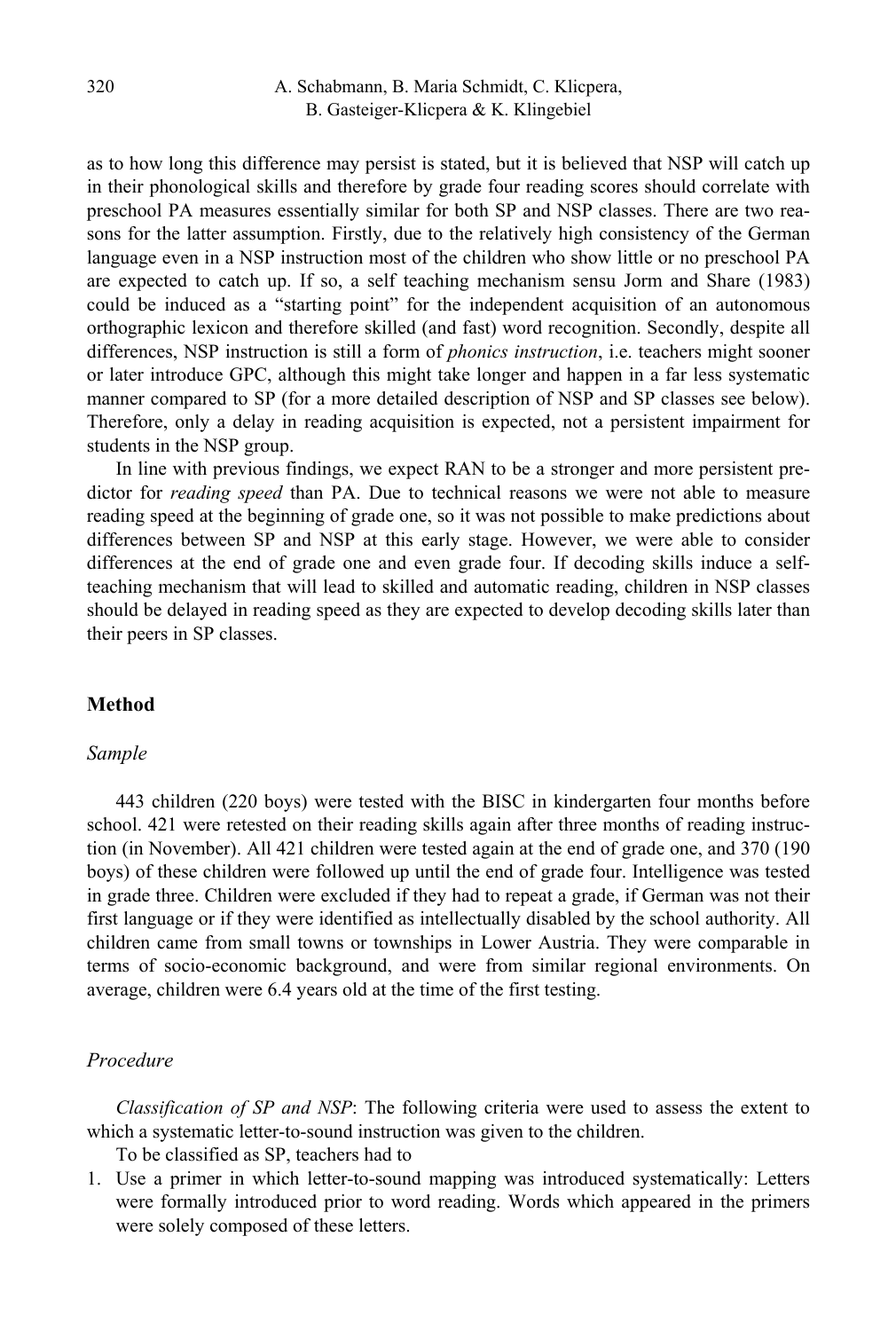as to how long this difference may persist is stated, but it is believed that NSP will catch up in their phonological skills and therefore by grade four reading scores should correlate with preschool PA measures essentially similar for both SP and NSP classes. There are two reasons for the latter assumption. Firstly, due to the relatively high consistency of the German language even in a NSP instruction most of the children who show little or no preschool PA are expected to catch up. If so, a self teaching mechanism sensu Jorm and Share (1983) could be induced as a "starting point" for the independent acquisition of an autonomous orthographic lexicon and therefore skilled (and fast) word recognition. Secondly, despite all differences, NSP instruction is still a form of *phonics instruction*, i.e. teachers might sooner or later introduce GPC, although this might take longer and happen in a far less systematic manner compared to SP (for a more detailed description of NSP and SP classes see below). Therefore, only a delay in reading acquisition is expected, not a persistent impairment for students in the NSP group.

In line with previous findings, we expect RAN to be a stronger and more persistent predictor for *reading speed* than PA. Due to technical reasons we were not able to measure reading speed at the beginning of grade one, so it was not possible to make predictions about differences between SP and NSP at this early stage. However, we were able to consider differences at the end of grade one and even grade four. If decoding skills induce a self-teaching mechanism that will lead to skilled and automatic reading, children in NSP classes should be delayed in reading speed as they are expected to develop decoding skills later than their peers in SP classes.

## Method

### *Sample*

443 children (220 boys) were tested with the BISC in kindergarten four months before school. 421 were retested on their reading skills again after three months of reading instruction (in November). All 421 children were tested again at the end of grade one, and 370 (190 boys) of these children were followed up until the end of grade four. Intelligence was tested in grade three. Children were excluded if they had to repeat a grade, if German was not their first language or if they were identified as intellectually disabled by the school authority. All children came from small towns or townships in Lower Austria. They were comparable in terms of socio-economic background, and were from similar regional environments. On average, children were 6.4 years old at the time of the first testing.

### *Procedure*

*Classification of SP and NSP*: The following criteria were used to assess the extent to which a systematic letter-to-sound instruction was given to the children.

To be classified as SP, teachers had to

1. Use a primer in which letter-to-sound mapping was introduced systematically: Letters were formally introduced prior to word reading. Words which appeared in the primers were solely composed of these letters.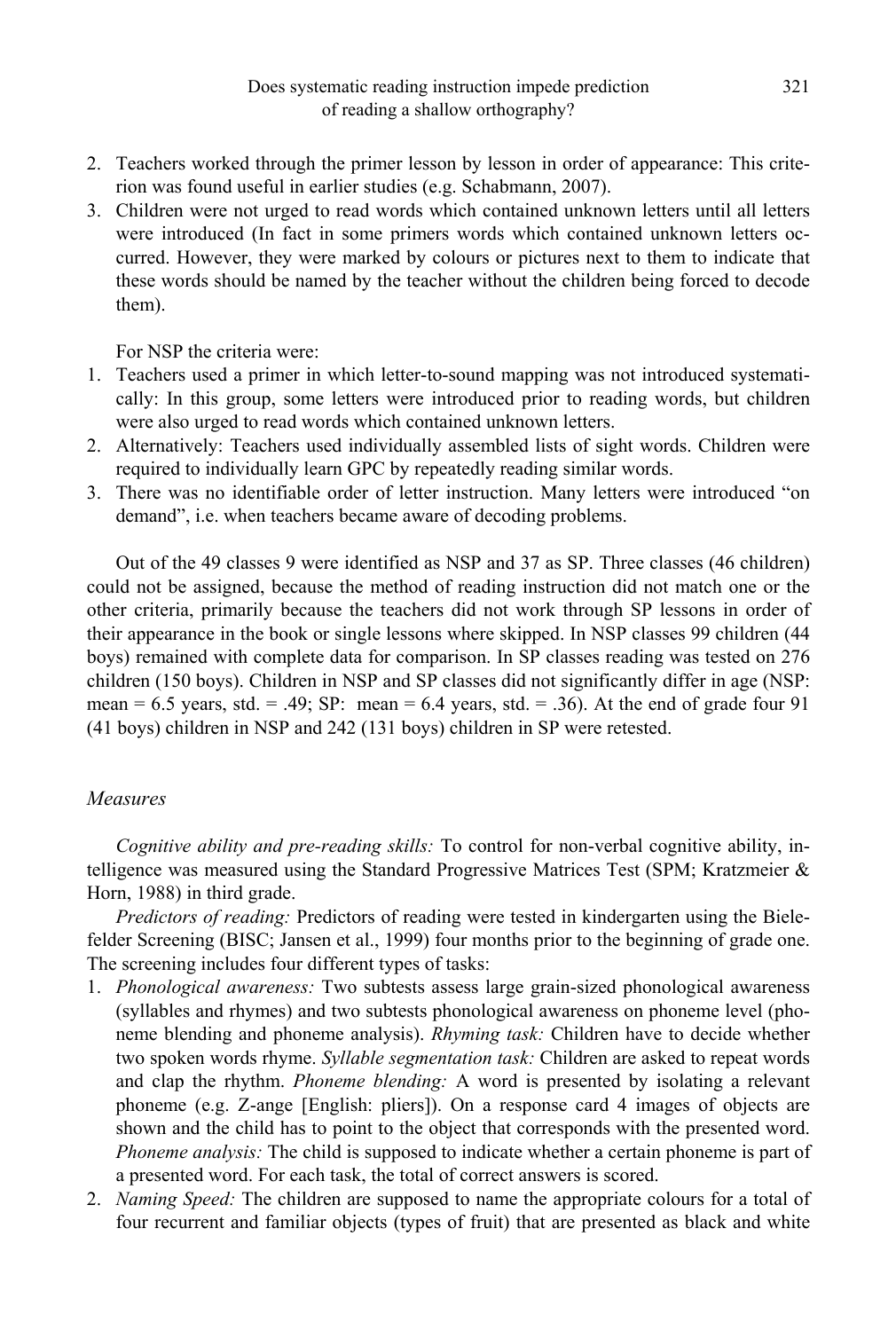2. Teachers worked through the primer lesson by lesson in order of appearance: This criterion was found useful in earlier studies (e.g. Schabmann, 2007).
3. Children were not urged to read words which contained unknown letters until all letters were introduced (In fact in some primers words which contained unknown letters occurred. However, they were marked by colours or pictures next to them to indicate that these words should be named by the teacher without the children being forced to decode them).

For NSP the criteria were:

1. Teachers used a primer in which letter-to-sound mapping was not introduced systematically: In this group, some letters were introduced prior to reading words, but children were also urged to read words which contained unknown letters.
2. Alternatively: Teachers used individually assembled lists of sight words. Children were required to individually learn GPC by repeatedly reading similar words.
3. There was no identifiable order of letter instruction. Many letters were introduced "on demand", i.e. when teachers became aware of decoding problems.

Out of the 49 classes 9 were identified as NSP and 37 as SP. Three classes (46 children) could not be assigned, because the method of reading instruction did not match one or the other criteria, primarily because the teachers did not work through SP lessons in order of their appearance in the book or single lessons where skipped. In NSP classes 99 children (44 boys) remained with complete data for comparison. In SP classes reading was tested on 276 children (150 boys). Children in NSP and SP classes did not significantly differ in age (NSP: mean = 6.5 years, std. = .49; SP: mean = 6.4 years, std. = .36). At the end of grade four 91 (41 boys) children in NSP and 242 (131 boys) children in SP were retested.

### Measures

*Cognitive ability and pre-reading skills:* To control for non-verbal cognitive ability, intelligence was measured using the Standard Progressive Matrices Test (SPM; Kratzmeier & Horn, 1988) in third grade.

*Predictors of reading:* Predictors of reading were tested in kindergarten using the Bielefelder Screening (BISC; Jansen et al., 1999) four months prior to the beginning of grade one. The screening includes four different types of tasks:

1. *Phonological awareness:* Two subtests assess large grain-sized phonological awareness (syllables and rhymes) and two subtests phonological awareness on phoneme level (phoneme blending and phoneme analysis). *Rhyming task:* Children have to decide whether two spoken words rhyme. *Syllable segmentation task:* Children are asked to repeat words and clap the rhythm. *Phoneme blending:* A word is presented by isolating a relevant phoneme (e.g. Z-ange [English: pliers]). On a response card 4 images of objects are shown and the child has to point to the object that corresponds with the presented word. *Phoneme analysis:* The child is supposed to indicate whether a certain phoneme is part of a presented word. For each task, the total of correct answers is scored.
2. *Naming Speed:* The children are supposed to name the appropriate colours for a total of four recurrent and familiar objects (types of fruit) that are presented as black and white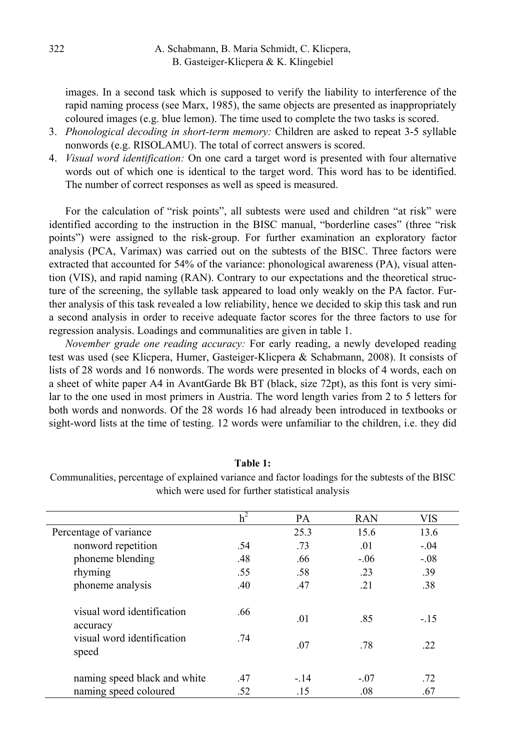images. In a second task which is supposed to verify the liability to interference of the rapid naming process (see Marx, 1985), the same objects are presented as inappropriately coloured images (e.g. blue lemon). The time used to complete the two tasks is scored.

3. *Phonological decoding in short-term memory:* Children are asked to repeat 3-5 syllable nonwords (e.g. RISOLAMU). The total of correct answers is scored.
4. *Visual word identification:* On one card a target word is presented with four alternative words out of which one is identical to the target word. This word has to be identified. The number of correct responses as well as speed is measured.

For the calculation of "risk points", all subtests were used and children "at risk" were identified according to the instruction in the BISC manual, "borderline cases" (three "risk points") were assigned to the risk-group. For further examination an exploratory factor analysis (PCA, Varimax) was carried out on the subtests of the BISC. Three factors were extracted that accounted for 54% of the variance: phonological awareness (PA), visual attention (VIS), and rapid naming (RAN). Contrary to our expectations and the theoretical structure of the screening, the syllable task appeared to load only weakly on the PA factor. Further analysis of this task revealed a low reliability, hence we decided to skip this task and run a second analysis in order to receive adequate factor scores for the three factors to use for regression analysis. Loadings and communalities are given in table 1.

*November grade one reading accuracy:* For early reading, a newly developed reading test was used (see Klicpera, Humer, Gasteiger-Klicpera & Schabmann, 2008). It consists of lists of 28 words and 16 nonwords. The words were presented in blocks of 4 words, each on a sheet of white paper A4 in AvantGarde Bk BT (black, size 72pt), as this font is very similar to the one used in most primers in Austria. The word length varies from 2 to 5 letters for both words and nonwords. Of the 28 words 16 had already been introduced in textbooks or sight-word lists at the time of testing. 12 words were unfamiliar to the children, i.e. they did

**Table 1:**
Communalities, percentage of explained variance and factor loadings for the subtests of the BISC which were used for further statistical analysis

| | $h^2$ | PA | RAN | VIS |
|---|---|---|---|---|
| Percentage of variance | | 25.3 | 15.6 | 13.6 |
| nonword repetition | .54 | .73 | .01 | -.04 |
| phoneme blending | .48 | .66 | -.06 | -.08 |
| rhyming | .55 | .58 | .23 | .39 |
| phoneme analysis | .40 | .47 | .21 | .38 |
| visual word identification accuracy | .66 | .01 | .85 | -.15 |
| visual word identification speed | .74 | .07 | .78 | .22 |
| naming speed black and white | .47 | -.14 | -.07 | .72 |
| naming speed coloured | .52 | .15 | .08 | .67 |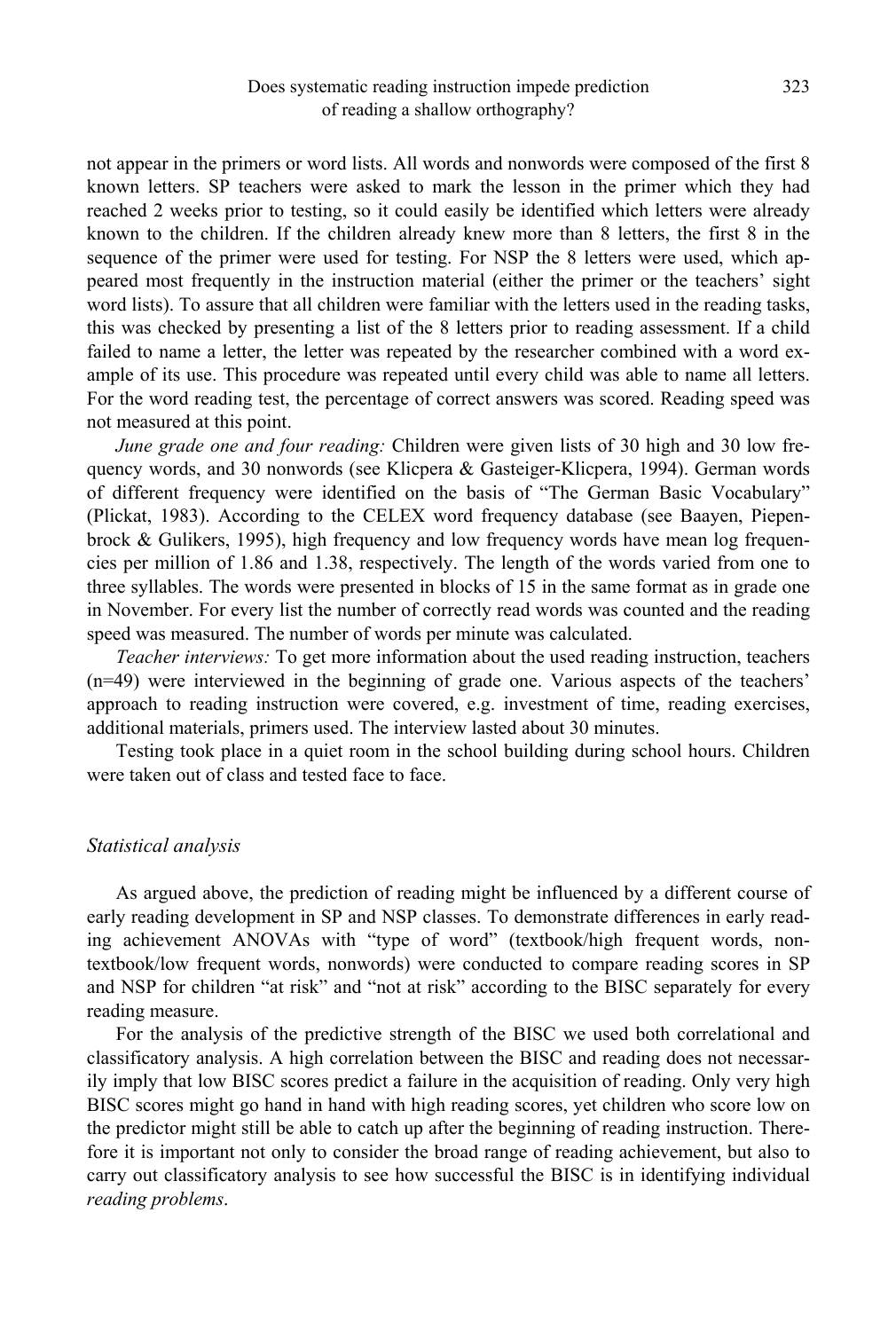not appear in the primers or word lists. All words and nonwords were composed of the first 8 known letters. SP teachers were asked to mark the lesson in the primer which they had reached 2 weeks prior to testing, so it could easily be identified which letters were already known to the children. If the children already knew more than 8 letters, the first 8 in the sequence of the primer were used for testing. For NSP the 8 letters were used, which appeared most frequently in the instruction material (either the primer or the teachers' sight word lists). To assure that all children were familiar with the letters used in the reading tasks, this was checked by presenting a list of the 8 letters prior to reading assessment. If a child failed to name a letter, the letter was repeated by the researcher combined with a word example of its use. This procedure was repeated until every child was able to name all letters. For the word reading test, the percentage of correct answers was scored. Reading speed was not measured at this point.

*June grade one and four reading:* Children were given lists of 30 high and 30 low frequency words, and 30 nonwords (see Klicpera & Gasteiger-Klicpera, 1994). German words of different frequency were identified on the basis of "The German Basic Vocabulary" (Plickat, 1983). According to the CELEX word frequency database (see Baayen, Piepenbrock & Gulikers, 1995), high frequency and low frequency words have mean log frequencies per million of 1.86 and 1.38, respectively. The length of the words varied from one to three syllables. The words were presented in blocks of 15 in the same format as in grade one in November. For every list the number of correctly read words was counted and the reading speed was measured. The number of words per minute was calculated.

*Teacher interviews:* To get more information about the used reading instruction, teachers (n=49) were interviewed in the beginning of grade one. Various aspects of the teachers' approach to reading instruction were covered, e.g. investment of time, reading exercises, additional materials, primers used. The interview lasted about 30 minutes.

Testing took place in a quiet room in the school building during school hours. Children were taken out of class and tested face to face.

## *Statistical analysis*

As argued above, the prediction of reading might be influenced by a different course of early reading development in SP and NSP classes. To demonstrate differences in early reading achievement ANOVAs with "type of word" (textbook/high frequent words, non-textbook/low frequent words, nonwords) were conducted to compare reading scores in SP and NSP for children "at risk" and "not at risk" according to the BISC separately for every reading measure.

For the analysis of the predictive strength of the BISC we used both correlational and classificatory analysis. A high correlation between the BISC and reading does not necessarily imply that low BISC scores predict a failure in the acquisition of reading. Only very high BISC scores might go hand in hand with high reading scores, yet children who score low on the predictor might still be able to catch up after the beginning of reading instruction. Therefore it is important not only to consider the broad range of reading achievement, but also to carry out classificatory analysis to see how successful the BISC is in identifying individual *reading problems*.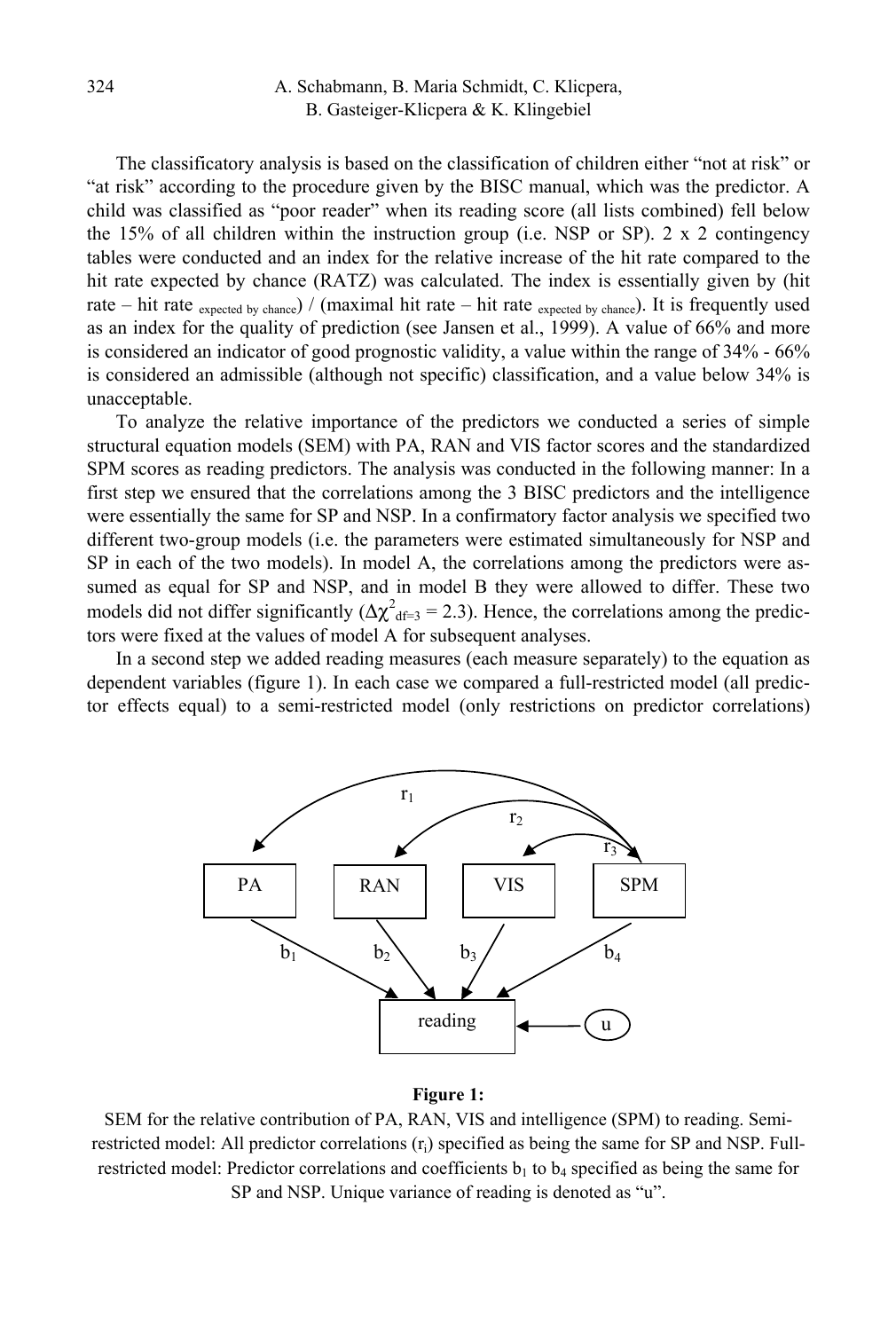The classificatory analysis is based on the classification of children either "not at risk" or "at risk" according to the procedure given by the BISC manual, which was the predictor. A child was classified as "poor reader" when its reading score (all lists combined) fell below the 15% of all children within the instruction group (i.e. NSP or SP). 2 x 2 contingency tables were conducted and an index for the relative increase of the hit rate compared to the hit rate expected by chance (RATZ) was calculated. The index is essentially given by (hit rate – hit rate $_{\text{expected by chance}}$) / (maximal hit rate – hit rate $_{\text{expected by chance}}$). It is frequently used as an index for the quality of prediction (see Jansen et al., 1999). A value of 66% and more is considered an indicator of good prognostic validity, a value within the range of 34% - 66% is considered an admissible (although not specific) classification, and a value below 34% is unacceptable.

To analyze the relative importance of the predictors we conducted a series of simple structural equation models (SEM) with PA, RAN and VIS factor scores and the standardized SPM scores as reading predictors. The analysis was conducted in the following manner: In a first step we ensured that the correlations among the 3 BISC predictors and the intelligence were essentially the same for SP and NSP. In a confirmatory factor analysis we specified two different two-group models (i.e. the parameters were estimated simultaneously for NSP and SP in each of the two models). In model A, the correlations among the predictors were assumed as equal for SP and NSP, and in model B they were allowed to differ. These two models did not differ significantly ($\Delta\chi^2_{df=3} = 2.3$). Hence, the correlations among the predictors were fixed at the values of model A for subsequent analyses.

In a second step we added reading measures (each measure separately) to the equation as dependent variables (figure 1). In each case we compared a full-restricted model (all predictor effects equal) to a semi-restricted model (only restrictions on predictor correlations)

**Figure 1:**

SEM for the relative contribution of PA, RAN, VIS and intelligence (SPM) to reading. Semi-restricted model: All predictor correlations ($r_i$) specified as being the same for SP and NSP. Full-restricted model: Predictor correlations and coefficients $b_1$ to $b_4$ specified as being the same for SP and NSP. Unique variance of reading is denoted as "u".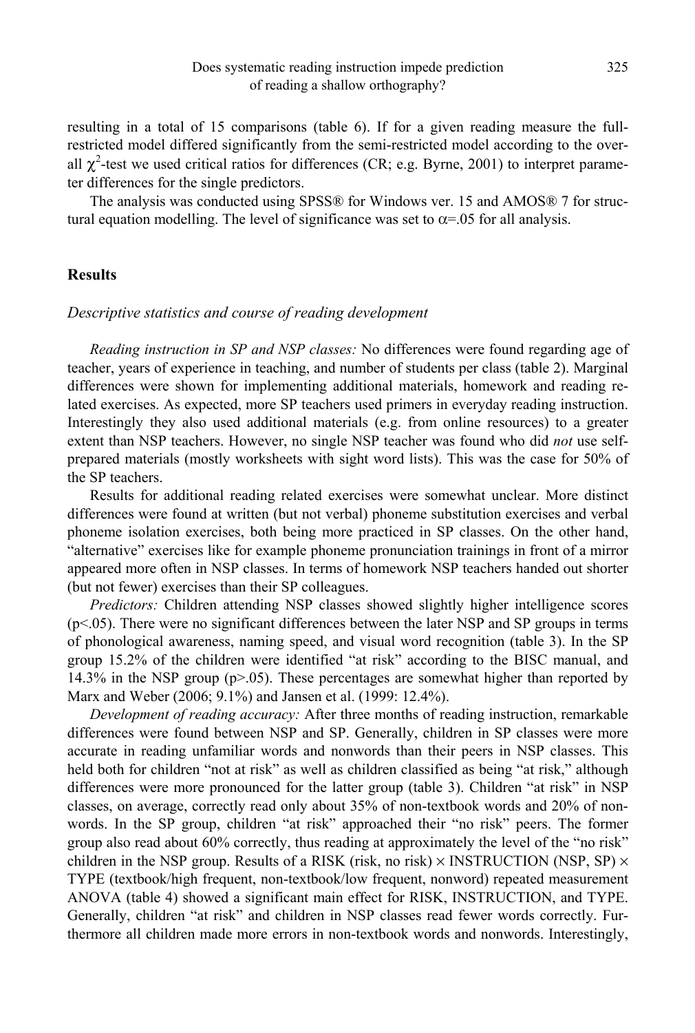resulting in a total of 15 comparisons (table 6). If for a given reading measure the full-restricted model differed significantly from the semi-restricted model according to the overall $\chi^2$-test we used critical ratios for differences (CR; e.g. Byrne, 2001) to interpret parameter differences for the single predictors.

The analysis was conducted using SPSS® for Windows ver. 15 and AMOS® 7 for structural equation modelling. The level of significance was set to $\alpha$=.05 for all analysis.

## Results

### *Descriptive statistics and course of reading development*

*Reading instruction in SP and NSP classes:* No differences were found regarding age of teacher, years of experience in teaching, and number of students per class (table 2). Marginal differences were shown for implementing additional materials, homework and reading related exercises. As expected, more SP teachers used primers in everyday reading instruction. Interestingly they also used additional materials (e.g. from online resources) to a greater extent than NSP teachers. However, no single NSP teacher was found who did *not* use self-prepared materials (mostly worksheets with sight word lists). This was the case for 50% of the SP teachers.

Results for additional reading related exercises were somewhat unclear. More distinct differences were found at written (but not verbal) phoneme substitution exercises and verbal phoneme isolation exercises, both being more practiced in SP classes. On the other hand, "alternative" exercises like for example phoneme pronunciation trainings in front of a mirror appeared more often in NSP classes. In terms of homework NSP teachers handed out shorter (but not fewer) exercises than their SP colleagues.

*Predictors:* Children attending NSP classes showed slightly higher intelligence scores ($p<.05$). There were no significant differences between the later NSP and SP groups in terms of phonological awareness, naming speed, and visual word recognition (table 3). In the SP group 15.2% of the children were identified "at risk" according to the BISC manual, and 14.3% in the NSP group ($p>.05$). These percentages are somewhat higher than reported by Marx and Weber (2006; 9.1%) and Jansen et al. (1999: 12.4%).

*Development of reading accuracy:* After three months of reading instruction, remarkable differences were found between NSP and SP. Generally, children in SP classes were more accurate in reading unfamiliar words and nonwords than their peers in NSP classes. This held both for children "not at risk" as well as children classified as being "at risk," although differences were more pronounced for the latter group (table 3). Children "at risk" in NSP classes, on average, correctly read only about 35% of non-textbook words and 20% of nonwords. In the SP group, children "at risk" approached their "no risk" peers. The former group also read about 60% correctly, thus reading at approximately the level of the "no risk" children in the NSP group. Results of a RISK (risk, no risk) × INSTRUCTION (NSP, SP) × TYPE (textbook/high frequent, non-textbook/low frequent, nonword) repeated measurement ANOVA (table 4) showed a significant main effect for RISK, INSTRUCTION, and TYPE. Generally, children "at risk" and children in NSP classes read fewer words correctly. Furthermore all children made more errors in non-textbook words and nonwords. Interestingly,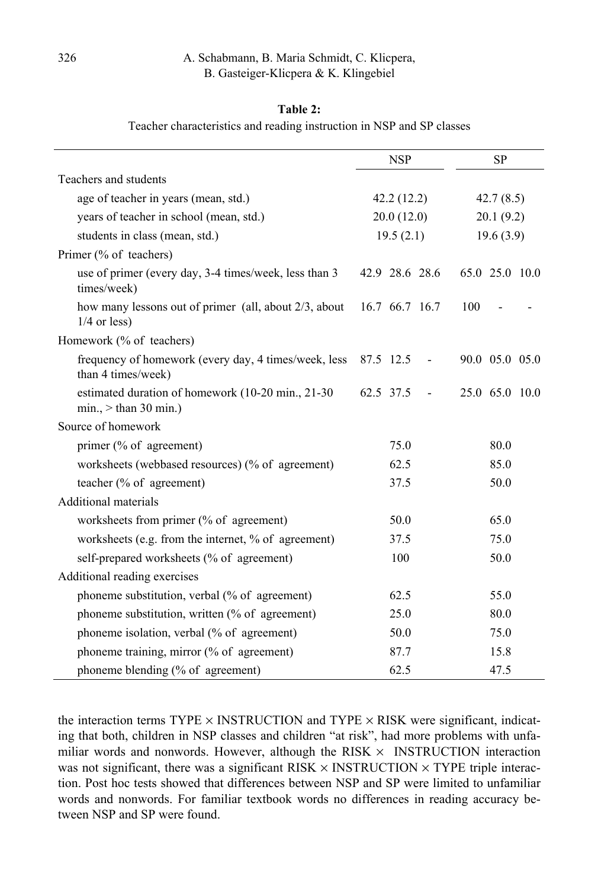**Table 2:**
Teacher characteristics and reading instruction in NSP and SP classes

| | NSP | SP |
|---|---|---|
| Teachers and students | | |
| age of teacher in years (mean, std.) | 42.2 (12.2) | 42.7 (8.5) |
| years of teacher in school (mean, std.) | 20.0 (12.0) | 20.1 (9.2) |
| students in class (mean, std.) | 19.5 (2.1) | 19.6 (3.9) |
| Primer (% of teachers) | | |
| use of primer (every day, 3-4 times/week, less than 3 times/week) | 42.9 28.6 28.6 | 65.0 25.0 10.0 |
| how many lessons out of primer (all, about 2/3, about 1/4 or less) | 16.7 66.7 16.7 | 100 - - |
| Homework (% of teachers) | | |
| frequency of homework (every day, 4 times/week, less than 4 times/week) | 87.5 12.5 - | 90.0 05.0 05.0 |
| estimated duration of homework (10-20 min., 21-30 min., > than 30 min.) | 62.5 37.5 - | 25.0 65.0 10.0 |
| Source of homework | | |
| primer (% of agreement) | 75.0 | 80.0 |
| worksheets (webbased resources) (% of agreement) | 62.5 | 85.0 |
| teacher (% of agreement) | 37.5 | 50.0 |
| Additional materials | | |
| worksheets from primer (% of agreement) | 50.0 | 65.0 |
| worksheets (e.g. from the internet, % of agreement) | 37.5 | 75.0 |
| self-prepared worksheets (% of agreement) | 100 | 50.0 |
| Additional reading exercises | | |
| phoneme substitution, verbal (% of agreement) | 62.5 | 55.0 |
| phoneme substitution, written (% of agreement) | 25.0 | 80.0 |
| phoneme isolation, verbal (% of agreement) | 50.0 | 75.0 |
| phoneme training, mirror (% of agreement) | 87.7 | 15.8 |
| phoneme blending (% of agreement) | 62.5 | 47.5 |

the interaction terms TYPE × INSTRUCTION and TYPE × RISK were significant, indicating that both, children in NSP classes and children "at risk", had more problems with unfamiliar words and nonwords. However, although the RISK × INSTRUCTION interaction was not significant, there was a significant RISK × INSTRUCTION × TYPE triple interaction. Post hoc tests showed that differences between NSP and SP were limited to unfamiliar words and nonwords. For familiar textbook words no differences in reading accuracy between NSP and SP were found.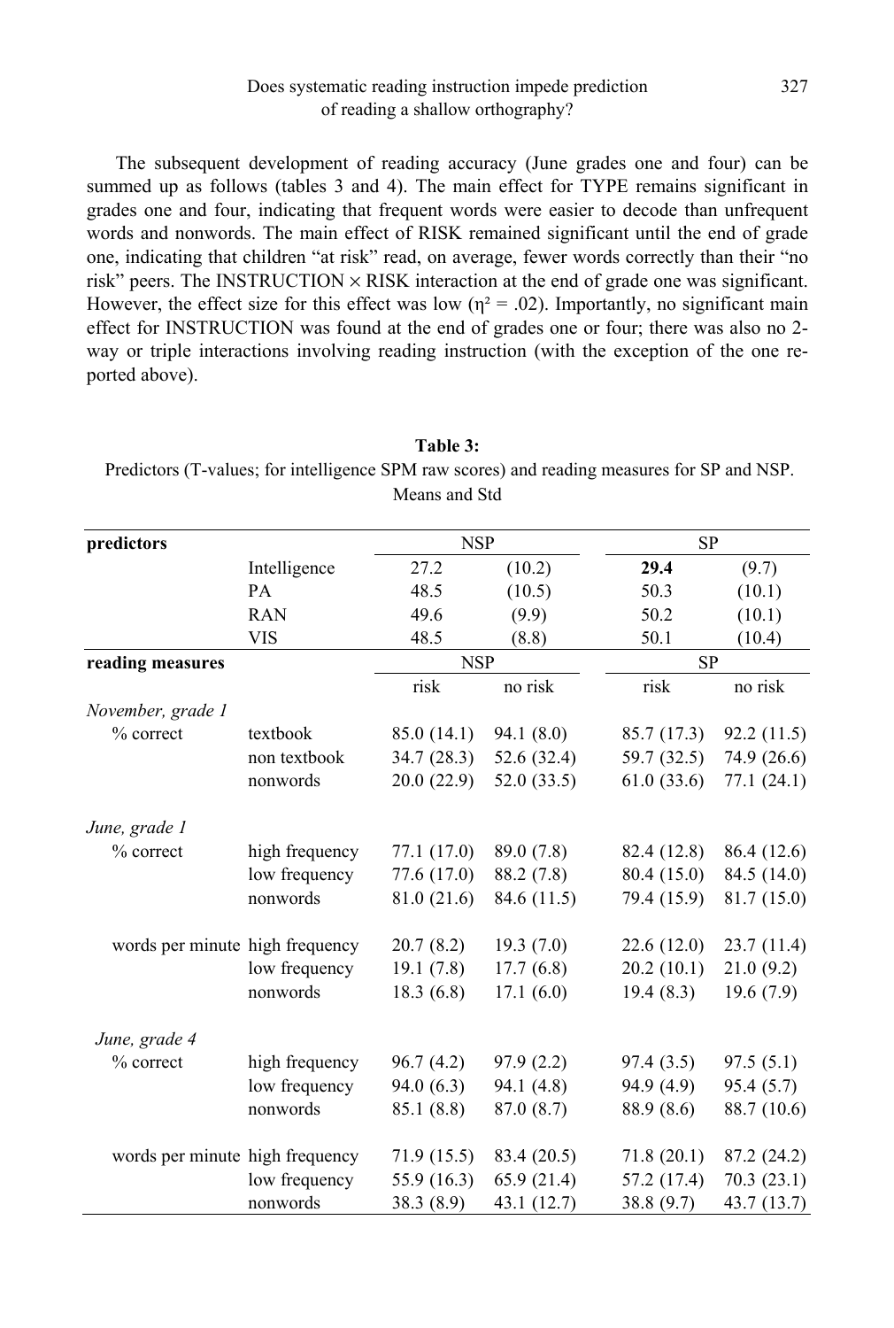The subsequent development of reading accuracy (June grades one and four) can be summed up as follows (tables 3 and 4). The main effect for TYPE remains significant in grades one and four, indicating that frequent words were easier to decode than unfrequent words and nonwords. The main effect of RISK remained significant until the end of grade one, indicating that children "at risk" read, on average, fewer words correctly than their "no risk" peers. The INSTRUCTION × RISK interaction at the end of grade one was significant. However, the effect size for this effect was low ($\eta^2 = .02$). Importantly, no significant main effect for INSTRUCTION was found at the end of grades one or four; there was also no 2-way or triple interactions involving reading instruction (with the exception of the one reported above).

**Table 3:**
Predictors (T-values; for intelligence SPM raw scores) and reading measures for SP and NSP. Means and Std

| **predictors** | | NSP | | SP | |
|---|---|---|---|---|---|
| | Intelligence | 27.2 | (10.2) | **29.4** | (9.7) |
| | PA | 48.5 | (10.5) | 50.3 | (10.1) |
| | RAN | 49.6 | (9.9) | 50.2 | (10.1) |
| | VIS | 48.5 | (8.8) | 50.1 | (10.4) |
| **reading measures** | | NSP | | SP | |
| | | risk | no risk | risk | no risk |
| *November, grade 1* | | | | | |
| % correct | textbook | 85.0 (14.1) | 94.1 (8.0) | 85.7 (17.3) | 92.2 (11.5) |
| | non textbook | 34.7 (28.3) | 52.6 (32.4) | 59.7 (32.5) | 74.9 (26.6) |
| | nonwords | 20.0 (22.9) | 52.0 (33.5) | 61.0 (33.6) | 77.1 (24.1) |
| *June, grade 1* | | | | | |
| % correct | high frequency | 77.1 (17.0) | 89.0 (7.8) | 82.4 (12.8) | 86.4 (12.6) |
| | low frequency | 77.6 (17.0) | 88.2 (7.8) | 80.4 (15.0) | 84.5 (14.0) |
| | nonwords | 81.0 (21.6) | 84.6 (11.5) | 79.4 (15.9) | 81.7 (15.0) |
| words per minute | high frequency | 20.7 (8.2) | 19.3 (7.0) | 22.6 (12.0) | 23.7 (11.4) |
| | low frequency | 19.1 (7.8) | 17.7 (6.8) | 20.2 (10.1) | 21.0 (9.2) |
| | nonwords | 18.3 (6.8) | 17.1 (6.0) | 19.4 (8.3) | 19.6 (7.9) |
| *June, grade 4* | | | | | |
| % correct | high frequency | 96.7 (4.2) | 97.9 (2.2) | 97.4 (3.5) | 97.5 (5.1) |
| | low frequency | 94.0 (6.3) | 94.1 (4.8) | 94.9 (4.9) | 95.4 (5.7) |
| | nonwords | 85.1 (8.8) | 87.0 (8.7) | 88.9 (8.6) | 88.7 (10.6) |
| words per minute | high frequency | 71.9 (15.5) | 83.4 (20.5) | 71.8 (20.1) | 87.2 (24.2) |
| | low frequency | 55.9 (16.3) | 65.9 (21.4) | 57.2 (17.4) | 70.3 (23.1) |
| | nonwords | 38.3 (8.9) | 43.1 (12.7) | 38.8 (9.7) | 43.7 (13.7) |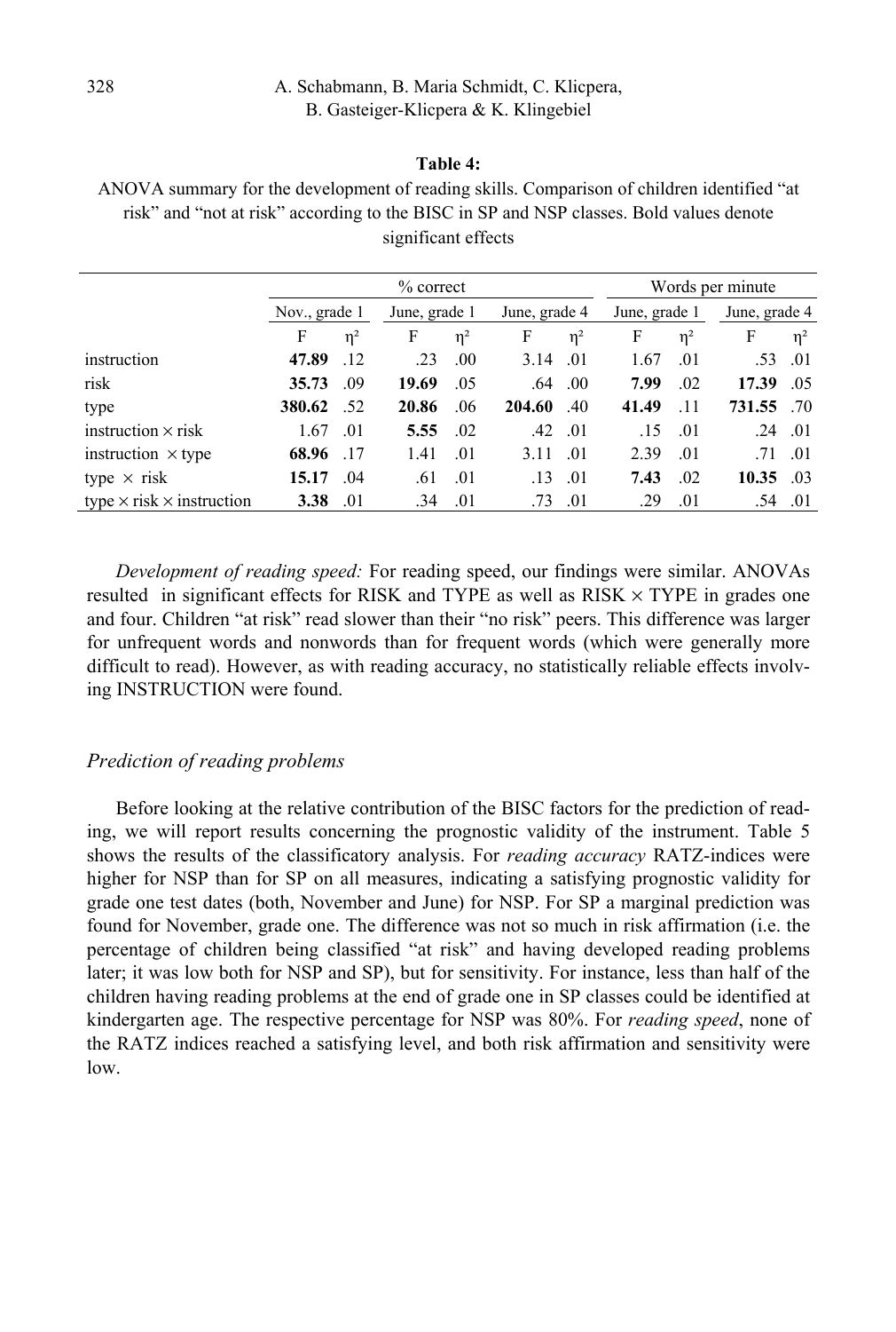**Table 4:**
ANOVA summary for the development of reading skills. Comparison of children identified "at risk" and "not at risk" according to the BISC in SP and NSP classes. Bold values denote significant effects

| | % correct | | | | | | Words per minute | | | |
|---|---|---|---|---|---|---|---|---|---|---|
| | Nov., grade 1 | | June, grade 1 | | June, grade 4 | | June, grade 1 | | June, grade 4 | |
| | F | η² | F | η² | F | η² | F | η² | F | η² |
| instruction | **47.89** | .12 | .23 | .00 | 3.14 | .01 | 1.67 | .01 | .53 | .01 |
| risk | **35.73** | .09 | **19.69** | .05 | .64 | .00 | **7.99** | .02 | **17.39** | .05 |
| type | **380.62** | .52 | **20.86** | .06 | **204.60** | .40 | **41.49** | .11 | **731.55** | .70 |
| instruction × risk | 1.67 | .01 | **5.55** | .02 | .42 | .01 | .15 | .01 | .24 | .01 |
| instruction × type | **68.96** | .17 | 1.41 | .01 | 3.11 | .01 | 2.39 | .01 | .71 | .01 |
| type × risk | **15.17** | .04 | .61 | .01 | .13 | .01 | **7.43** | .02 | **10.35** | .03 |
| type × risk × instruction | **3.38** | .01 | .34 | .01 | .73 | .01 | .29 | .01 | .54 | .01 |

*Development of reading speed:* For reading speed, our findings were similar. ANOVAs resulted in significant effects for RISK and TYPE as well as RISK × TYPE in grades one and four. Children "at risk" read slower than their "no risk" peers. This difference was larger for unfrequent words and nonwords than for frequent words (which were generally more difficult to read). However, as with reading accuracy, no statistically reliable effects involving INSTRUCTION were found.

### *Prediction of reading problems*

Before looking at the relative contribution of the BISC factors for the prediction of reading, we will report results concerning the prognostic validity of the instrument. Table 5 shows the results of the classificatory analysis. For *reading accuracy* RATZ-indices were higher for NSP than for SP on all measures, indicating a satisfying prognostic validity for grade one test dates (both, November and June) for NSP. For SP a marginal prediction was found for November, grade one. The difference was not so much in risk affirmation (i.e. the percentage of children being classified "at risk" and having developed reading problems later; it was low both for NSP and SP), but for sensitivity. For instance, less than half of the children having reading problems at the end of grade one in SP classes could be identified at kindergarten age. The respective percentage for NSP was 80%. For *reading speed*, none of the RATZ indices reached a satisfying level, and both risk affirmation and sensitivity were low.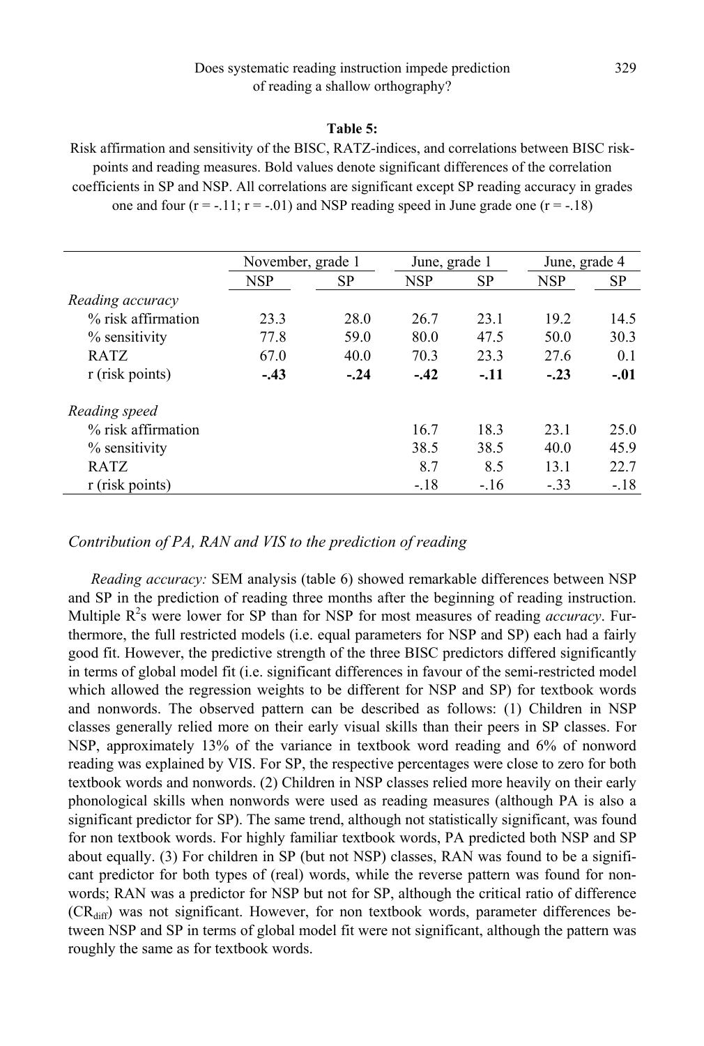**Table 5:**

Risk affirmation and sensitivity of the BISC, RATZ-indices, and correlations between BISC risk-points and reading measures. Bold values denote significant differences of the correlation coefficients in SP and NSP. All correlations are significant except SP reading accuracy in grades one and four (r = -.11; r = -.01) and NSP reading speed in June grade one (r = -.18)

| | November, grade 1 | | June, grade 1 | | June, grade 4 | |
|---|---|---|---|---|---|---|
| | NSP | SP | NSP | SP | NSP | SP |
| *Reading accuracy* | | | | | | |
| % risk affirmation | 23.3 | 28.0 | 26.7 | 23.1 | 19.2 | 14.5 |
| % sensitivity | 77.8 | 59.0 | 80.0 | 47.5 | 50.0 | 30.3 |
| RATZ | 67.0 | 40.0 | 70.3 | 23.3 | 27.6 | 0.1 |
| r (risk points) | **-.43** | **-.24** | **-.42** | **-.11** | **-.23** | **-.01** |
| *Reading speed* | | | | | | |
| % risk affirmation | | | 16.7 | 18.3 | 23.1 | 25.0 |
| % sensitivity | | | 38.5 | 38.5 | 40.0 | 45.9 |
| RATZ | | | 8.7 | 8.5 | 13.1 | 22.7 |
| r (risk points) | | | -.18 | -.16 | -.33 | -.18 |

### *Contribution of PA, RAN and VIS to the prediction of reading*

*Reading accuracy:* SEM analysis (table 6) showed remarkable differences between NSP and SP in the prediction of reading three months after the beginning of reading instruction. Multiple $R^2$s were lower for SP than for NSP for most measures of reading *accuracy*. Furthermore, the full restricted models (i.e. equal parameters for NSP and SP) each had a fairly good fit. However, the predictive strength of the three BISC predictors differed significantly in terms of global model fit (i.e. significant differences in favour of the semi-restricted model which allowed the regression weights to be different for NSP and SP) for textbook words and nonwords. The observed pattern can be described as follows: (1) Children in NSP classes generally relied more on their early visual skills than their peers in SP classes. For NSP, approximately 13% of the variance in textbook word reading and 6% of nonword reading was explained by VIS. For SP, the respective percentages were close to zero for both textbook words and nonwords. (2) Children in NSP classes relied more heavily on their early phonological skills when nonwords were used as reading measures (although PA is also a significant predictor for SP). The same trend, although not statistically significant, was found for non textbook words. For highly familiar textbook words, PA predicted both NSP and SP about equally. (3) For children in SP (but not NSP) classes, RAN was found to be a significant predictor for both types of (real) words, while the reverse pattern was found for nonwords; RAN was a predictor for NSP but not for SP, although the critical ratio of difference ($CR_{diff}$) was not significant. However, for non textbook words, parameter differences between NSP and SP in terms of global model fit were not significant, although the pattern was roughly the same as for textbook words.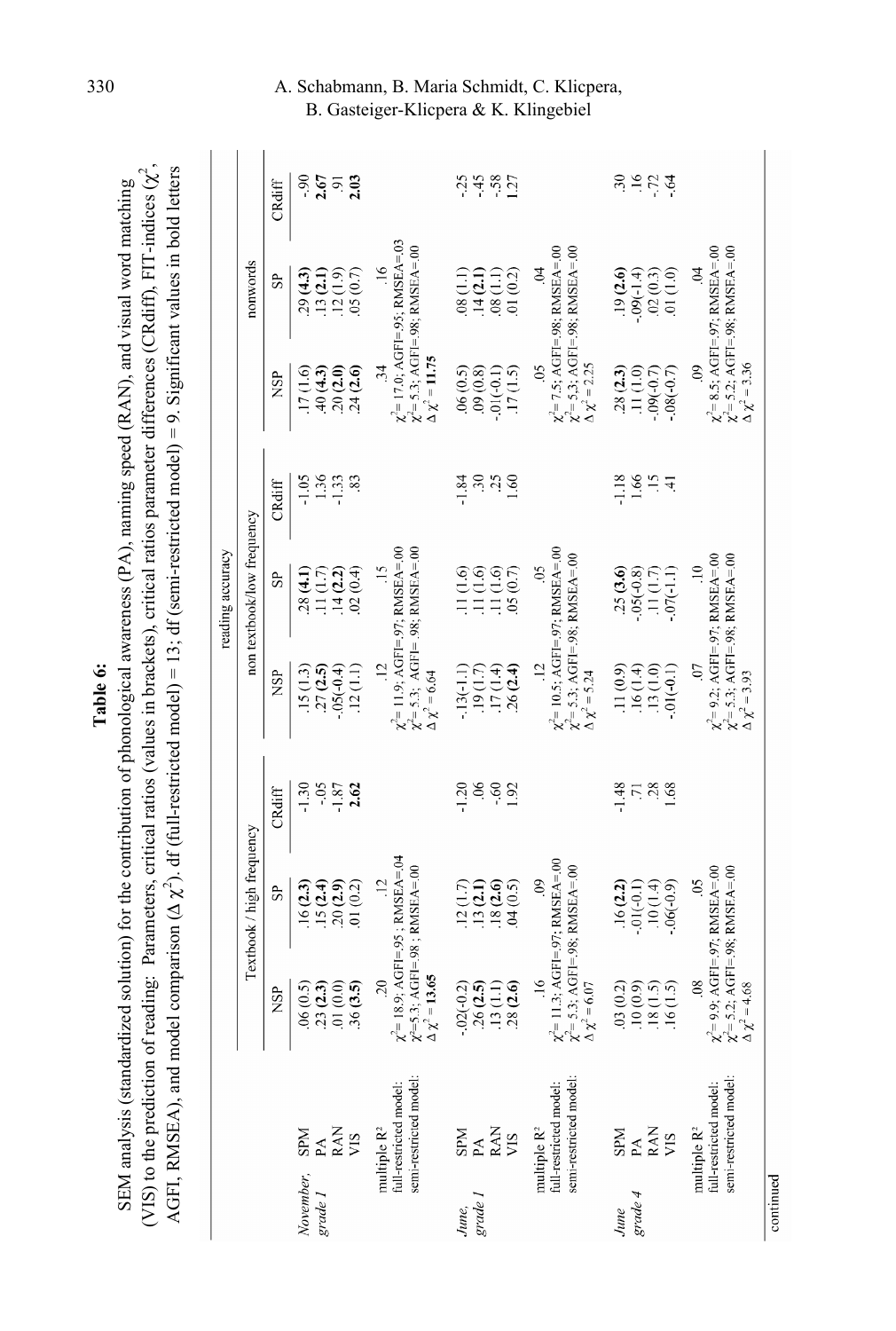**Table 6:**

SEM analysis (standardized solution) for the contribution of phonological awareness (PA), naming speed (RAN), and visual word matching (VIS) to the prediction of reading: Parameters, critical ratios (values in brackets), critical ratios parameter differences (CRdiff), FIT-indices ($\chi^2$, AGFI, RMSEA), and model comparison ($\Delta\ \chi^2$). df (full-restricted model) = 13; df (semi-restricted model) = 9. Significant values in bold letters

| | | reading accuracy | | | | | | | | |
|---|---|---|---|---|---|---|---|---|---|---|
| | | Textbook / high frequency | | | non textbook/low frequency | | | nonwords | | |
| | | NSP | SP | CRdiff | NSP | SP | CRdiff | NSP | SP | CRdiff |
| *November, grade 1* | SPM | .06 (0.5) | .16 **(2.3)** | -1.30 | .15 (1.3) | .28 **(4.1)** | -1.05 | .17 (1.6) | .29 **(4.3)** | -.90 |
| | PA | .23 **(2.3)** | .15 **(2.4)** | -.05 | .27 **(2.5)** | .11 (1.7) | 1.36 | .40 **(4.3)** | .13 **(2.1)** | **2.67** |
| | RAN | .01 (0.0) | .20 **(2.9)** | -1.87 | -.05(-0.4) | .14 **(2.2)** | -1.33 | .20 **(2.0)** | .12 (1.9) | .91 |
| | VIS | .36 **(3.5)** | .01 (0.2) | **2.62** | .12 (1.1) | .02 (0.4) | .83 | .24 **(2.6)** | .05 (0.7) | **2.03** |
| multiple R² | | .20 | .12 | | .12 | .15 | | .34 | .16 | |
| full-restricted model: | | $\chi^2$= 18.9; AGFI=.95 ; RMSEA=.04 | | | $\chi^2$= 11.9; AGFI=.97; RMSEA=.00 | | | $\chi^2$= 17.0; AGFI=.95; RMSEA=.03 | | |
| semi-restricted model: | | $\chi^2$=5.3; AGFI=.98 ; RMSEA=.00 | | | $\chi^2$= 5.3; AGFI= .98; RMSEA=.00 | | | $\chi^2$= 5.3; AGFI=.98; RMSEA=.00 | | |
| | | $\Delta\ \chi^2$ = **13.65** | | | $\Delta\ \chi^2$ = 6.64 | | | $\Delta\ \chi^2$ = **11.75** | | |
| *June, grade 1* | SPM | -.02(-0.2) | .12 (1.7) | -1.20 | -.13(-1.1) | .11 (1.6) | -1.84 | .06 (0.5) | .08 (1.1) | -.25 |
| | PA | .26 **(2.5)** | .13 **(2.1)** | .06 | .19 (1.7) | .11 (1.6) | .30 | .09 (0.8) | .14 **(2.1)** | -.45 |
| | RAN | .13 (1.1) | .18 **(2.6)** | -.60 | .17 (1.4) | .11 (1.6) | .25 | -.01(-0.1) | .08 (1.1) | -.58 |
| | VIS | .28 **(2.6)** | .04 (0.5) | 1.92 | .26 **(2.4)** | .05 (0.7) | 1.60 | .17 (1.5) | .01 (0.2) | 1.27 |
| multiple R² | | .16 | .09 | | .12 | .05 | | .05 | .04 | |
| full-restricted model: | | $\chi^2$= 11.3; AGFI=.97; RMSEA=.00 | | | $\chi^2$= 10.5; AGFI=.97; RMSEA=.00 | | | $\chi^2$= 7.5; AGFI=.98; RMSEA=.00 | | |
| semi-restricted model: | | $\chi^2$= 5.3; AGFI=.98; RMSEA=.00 | | | $\chi^2$= 5.3; AGFI=.98; RMSEA=.00 | | | $\chi^2$= 5.3; AGFI=.98; RMSEA=.00 | | |
| | | $\Delta\ \chi^2$ = 6.07 | | | $\Delta\ \chi^2$ = 5.24 | | | $\Delta\ \chi^2$ = 2.25 | | |
| *June grade 4* | SPM | .03 (0.2) | .16 **(2.2)** | -1.48 | .11 (0.9) | .25 **(3.6)** | -1.18 | .28 **(2.3)** | .19 **(2.6)** | .30 |
| | PA | .10 (0.9) | -.01(-0.1) | .71 | .16 (1.4) | -.05(-0.8) | 1.66 | .11 (1.0) | -.09(-1.4) | .16 |
| | RAN | .18 (1.5) | .10 (1.4) | .28 | .13 (1.0) | .11 (1.7) | .15 | -.09(-0.7) | .02 (0.3) | -.72 |
| | VIS | .16 (1.5) | -.06(-0.9) | 1.68 | -.01(-0.1) | -.07(-1.1) | .41 | -.08(-0.7) | .01 (1.0) | -.64 |
| multiple R² | | .08 | .05 | | .07 | .10 | | .09 | .04 | |
| full-restricted model: | | $\chi^2$= 9.9; AGFI=.97; RMSEA=.00 | | | $\chi^2$= 9.2; AGFI=.97; RMSEA=.00 | | | $\chi^2$= 8.5; AGFI=.97; RMSEA=.00 | | |
| semi-restricted model: | | $\chi^2$= 5.2; AGFI=.98; RMSEA=.00 | | | $\chi^2$= 5.3; AGFI=.98; RMSEA=.00 | | | $\chi^2$= 5.2; AGFI=.98; RMSEA=.00 | | |
| | | $\Delta\ \chi^2$ = 4.68 | | | $\Delta\ \chi^2$ = 3.93 | | | $\Delta\ \chi^2$ = 3.36 | | |

continued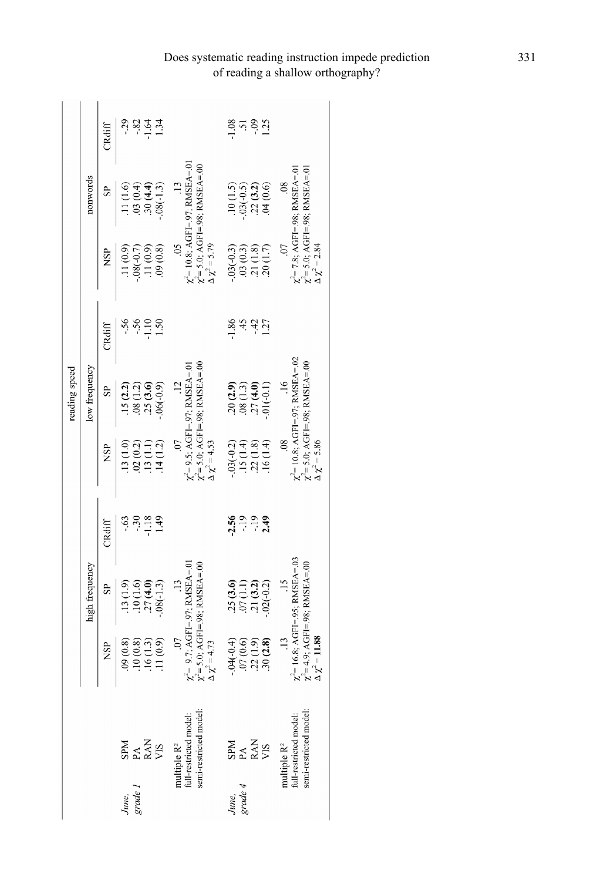| | | reading speed | | | | | | | | |
|---|---|---|---|---|---|---|---|---|---|---|
| | | high frequency | | | low frequency | | | nonwords | | |
| | | NSP | SP | CRdiff | NSP | SP | CRdiff | NSP | SP | CRdiff |
| *June, grade 1* | SPM | .09 (0.8) | .13 (1.9) | -.63 | .13 (1.0) | .15 **(2.2)** | -.56 | .11 (0.9) | .11 (1.6) | -.29 |
| | PA | .10 (0.8) | .10 (1.6) | -.30 | .02 (0.2) | .08 (1.2) | -.56 | -.08(-0.7) | .03 (0.4) | -.82 |
| | RAN | .16 (1.3) | .27 **(4.0)** | -1.18 | .13 (1.1) | .25 **(3.6)** | -1.10 | .11 (0.9) | .30 **(4.4)** | -1.64 |
| | VIS | .11 (0.9) | -.08(-1.3) | 1.49 | .14 (1.2) | -.06(-0.9) | 1.50 | .09 (0.8) | -.08(-1.3) | 1.34 |
| | multiple R² | .07 | .13 | | .07 | .12 | | .05 | .13 | |
| | full-restricted model: | $\chi^2$= 9.7; AGFI=.97; RMSEA=.01 | | | $\chi^2$= 9.5; AGFI=.97; RMSEA=.01 | | | $\chi^2$= 10.8; AGFI=.97; RMSEA=.01 | | |
| | semi-restricted model: | $\chi^2$= 5.0; AGFI=.98; RMSEA=.00 | | | $\chi^2$= 5.0; AGFI=.98; RMSEA=.00 | | | $\chi^2$= 5.0; AGFI=.98; RMSEA=.00 | | |
| | | $\Delta\chi^2$ = 4.73 | | | $\Delta\chi^2$ = 4.53 | | | $\Delta\chi^2$ = 5.79 | | |
| *June, grade 4* | SPM | -.04(-0.4) | .25 **(3.6)** | **-2.56** | -.03(-0.2) | .20 **(2.9)** | -1.86 | -.03(-0.3) | .10 (1.5) | -1.08 |
| | PA | .07 (0.6) | .07 (1.1) | -.19 | .15 (1.4) | .08 (1.3) | .45 | .03 (0.3) | -.03(-0.5) | .51 |
| | RAN | .22 (1.9) | .21 **(3.2)** | -.19 | .22 (1.8) | .27 **(4.0)** | -.42 | .21 (1.8) | .22 **(3.2)** | -.09 |
| | VIS | .30 **(2.8)** | -.02(-0.2) | **2.49** | .16 (1.4) | -.01(-0.1) | 1.27 | .20 (1.7) | .04 (0.6) | 1.25 |
| | multiple R² | .13 | .15 | | .08 | .16 | | .07 | .08 | |
| | full-restricted model: | $\chi^2$= 16.8; AGFI=.95; RMSEA=.03 | | | $\chi^2$= 10.8; AGFI=.97; RMSEA=.02 | | | $\chi^2$= 7.8; AGFI=.98; RMSEA=.01 | | |
| | semi-restricted model: | $\chi^2$= 4.9; AGFI=.98; RMSEA=.00 | | | $\chi^2$= 5.0; AGFI=.98; RMSEA=.00 | | | $\chi^2$= 5.0; AGFI=.98; RMSEA=.01 | | |
| | | $\Delta\chi^2$ = **11.88** | | | $\Delta\chi^2$ = 5.86 | | | $\Delta\chi^2$ = 2.84 | | |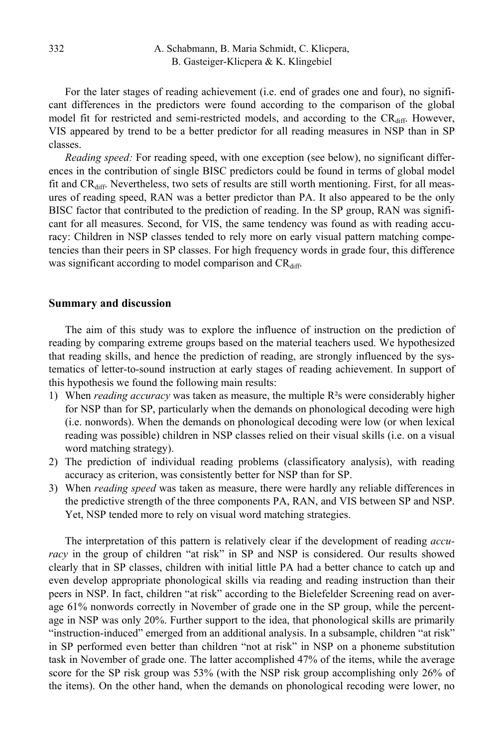For the later stages of reading achievement (i.e. end of grades one and four), no significant differences in the predictors were found according to the comparison of the global model fit for restricted and semi-restricted models, and according to the $CR_{diff}$. However, VIS appeared by trend to be a better predictor for all reading measures in NSP than in SP classes.

*Reading speed:* For reading speed, with one exception (see below), no significant differences in the contribution of single BISC predictors could be found in terms of global model fit and $CR_{diff}$. Nevertheless, two sets of results are still worth mentioning. First, for all measures of reading speed, RAN was a better predictor than PA. It also appeared to be the only BISC factor that contributed to the prediction of reading. In the SP group, RAN was significant for all measures. Second, for VIS, the same tendency was found as with reading accuracy: Children in NSP classes tended to rely more on early visual pattern matching competencies than their peers in SP classes. For high frequency words in grade four, this difference was significant according to model comparison and $CR_{diff}$.

## Summary and discussion

The aim of this study was to explore the influence of instruction on the prediction of reading by comparing extreme groups based on the material teachers used. We hypothesized that reading skills, and hence the prediction of reading, are strongly influenced by the systematics of letter-to-sound instruction at early stages of reading achievement. In support of this hypothesis we found the following main results:

1) When *reading accuracy* was taken as measure, the multiple $R^2$s were considerably higher for NSP than for SP, particularly when the demands on phonological decoding were high (i.e. nonwords). When the demands on phonological decoding were low (or when lexical reading was possible) children in NSP classes relied on their visual skills (i.e. on a visual word matching strategy).
2) The prediction of individual reading problems (classificatory analysis), with reading accuracy as criterion, was consistently better for NSP than for SP.
3) When *reading speed* was taken as measure, there were hardly any reliable differences in the predictive strength of the three components PA, RAN, and VIS between SP and NSP. Yet, NSP tended more to rely on visual word matching strategies.

The interpretation of this pattern is relatively clear if the development of reading *accuracy* in the group of children "at risk" in SP and NSP is considered. Our results showed clearly that in SP classes, children with initial little PA had a better chance to catch up and even develop appropriate phonological skills via reading and reading instruction than their peers in NSP. In fact, children "at risk" according to the Bielefelder Screening read on average 61% nonwords correctly in November of grade one in the SP group, while the percentage in NSP was only 20%. Further support to the idea, that phonological skills are primarily "instruction-induced" emerged from an additional analysis. In a subsample, children "at risk" in SP performed even better than children "not at risk" in NSP on a phoneme substitution task in November of grade one. The latter accomplished 47% of the items, while the average score for the SP risk group was 53% (with the NSP risk group accomplishing only 26% of the items). On the other hand, when the demands on phonological recoding were lower, no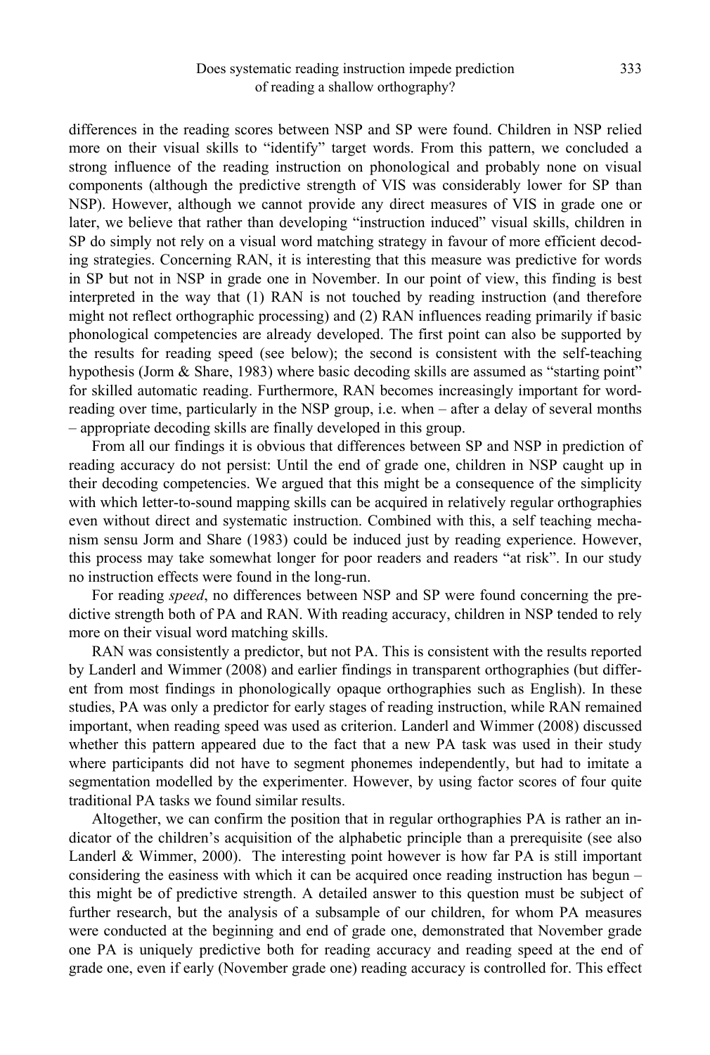differences in the reading scores between NSP and SP were found. Children in NSP relied more on their visual skills to "identify" target words. From this pattern, we concluded a strong influence of the reading instruction on phonological and probably none on visual components (although the predictive strength of VIS was considerably lower for SP than NSP). However, although we cannot provide any direct measures of VIS in grade one or later, we believe that rather than developing "instruction induced" visual skills, children in SP do simply not rely on a visual word matching strategy in favour of more efficient decoding strategies. Concerning RAN, it is interesting that this measure was predictive for words in SP but not in NSP in grade one in November. In our point of view, this finding is best interpreted in the way that (1) RAN is not touched by reading instruction (and therefore might not reflect orthographic processing) and (2) RAN influences reading primarily if basic phonological competencies are already developed. The first point can also be supported by the results for reading speed (see below); the second is consistent with the self-teaching hypothesis (Jorm & Share, 1983) where basic decoding skills are assumed as "starting point" for skilled automatic reading. Furthermore, RAN becomes increasingly important for word-reading over time, particularly in the NSP group, i.e. when – after a delay of several months – appropriate decoding skills are finally developed in this group.

From all our findings it is obvious that differences between SP and NSP in prediction of reading accuracy do not persist: Until the end of grade one, children in NSP caught up in their decoding competencies. We argued that this might be a consequence of the simplicity with which letter-to-sound mapping skills can be acquired in relatively regular orthographies even without direct and systematic instruction. Combined with this, a self teaching mechanism sensu Jorm and Share (1983) could be induced just by reading experience. However, this process may take somewhat longer for poor readers and readers "at risk". In our study no instruction effects were found in the long-run.

For reading *speed*, no differences between NSP and SP were found concerning the predictive strength both of PA and RAN. With reading accuracy, children in NSP tended to rely more on their visual word matching skills.

RAN was consistently a predictor, but not PA. This is consistent with the results reported by Landerl and Wimmer (2008) and earlier findings in transparent orthographies (but different from most findings in phonologically opaque orthographies such as English). In these studies, PA was only a predictor for early stages of reading instruction, while RAN remained important, when reading speed was used as criterion. Landerl and Wimmer (2008) discussed whether this pattern appeared due to the fact that a new PA task was used in their study where participants did not have to segment phonemes independently, but had to imitate a segmentation modelled by the experimenter. However, by using factor scores of four quite traditional PA tasks we found similar results.

Altogether, we can confirm the position that in regular orthographies PA is rather an indicator of the children's acquisition of the alphabetic principle than a prerequisite (see also Landerl & Wimmer, 2000). The interesting point however is how far PA is still important considering the easiness with which it can be acquired once reading instruction has begun – this might be of predictive strength. A detailed answer to this question must be subject of further research, but the analysis of a subsample of our children, for whom PA measures were conducted at the beginning and end of grade one, demonstrated that November grade one PA is uniquely predictive both for reading accuracy and reading speed at the end of grade one, even if early (November grade one) reading accuracy is controlled for. This effect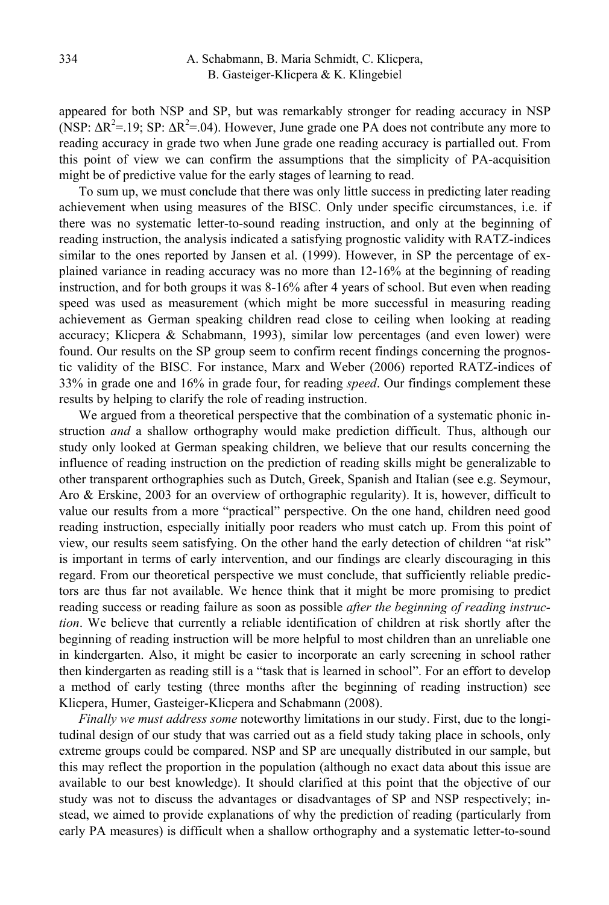appeared for both NSP and SP, but was remarkably stronger for reading accuracy in NSP (NSP: $\Delta R^2=.19$; SP: $\Delta R^2=.04$). However, June grade one PA does not contribute any more to reading accuracy in grade two when June grade one reading accuracy is partialled out. From this point of view we can confirm the assumptions that the simplicity of PA-acquisition might be of predictive value for the early stages of learning to read.

To sum up, we must conclude that there was only little success in predicting later reading achievement when using measures of the BISC. Only under specific circumstances, i.e. if there was no systematic letter-to-sound reading instruction, and only at the beginning of reading instruction, the analysis indicated a satisfying prognostic validity with RATZ-indices similar to the ones reported by Jansen et al. (1999). However, in SP the percentage of explained variance in reading accuracy was no more than 12-16% at the beginning of reading instruction, and for both groups it was 8-16% after 4 years of school. But even when reading speed was used as measurement (which might be more successful in measuring reading achievement as German speaking children read close to ceiling when looking at reading accuracy; Klicpera & Schabmann, 1993), similar low percentages (and even lower) were found. Our results on the SP group seem to confirm recent findings concerning the prognostic validity of the BISC. For instance, Marx and Weber (2006) reported RATZ-indices of 33% in grade one and 16% in grade four, for reading *speed*. Our findings complement these results by helping to clarify the role of reading instruction.

We argued from a theoretical perspective that the combination of a systematic phonic instruction *and* a shallow orthography would make prediction difficult. Thus, although our study only looked at German speaking children, we believe that our results concerning the influence of reading instruction on the prediction of reading skills might be generalizable to other transparent orthographies such as Dutch, Greek, Spanish and Italian (see e.g. Seymour, Aro & Erskine, 2003 for an overview of orthographic regularity). It is, however, difficult to value our results from a more "practical" perspective. On the one hand, children need good reading instruction, especially initially poor readers who must catch up. From this point of view, our results seem satisfying. On the other hand the early detection of children "at risk" is important in terms of early intervention, and our findings are clearly discouraging in this regard. From our theoretical perspective we must conclude, that sufficiently reliable predictors are thus far not available. We hence think that it might be more promising to predict reading success or reading failure as soon as possible *after the beginning of reading instruction*. We believe that currently a reliable identification of children at risk shortly after the beginning of reading instruction will be more helpful to most children than an unreliable one in kindergarten. Also, it might be easier to incorporate an early screening in school rather then kindergarten as reading still is a "task that is learned in school". For an effort to develop a method of early testing (three months after the beginning of reading instruction) see Klicpera, Humer, Gasteiger-Klicpera and Schabmann (2008).

*Finally we must address some* noteworthy limitations in our study. First, due to the longitudinal design of our study that was carried out as a field study taking place in schools, only extreme groups could be compared. NSP and SP are unequally distributed in our sample, but this may reflect the proportion in the population (although no exact data about this issue are available to our best knowledge). It should clarified at this point that the objective of our study was not to discuss the advantages or disadvantages of SP and NSP respectively; instead, we aimed to provide explanations of why the prediction of reading (particularly from early PA measures) is difficult when a shallow orthography and a systematic letter-to-sound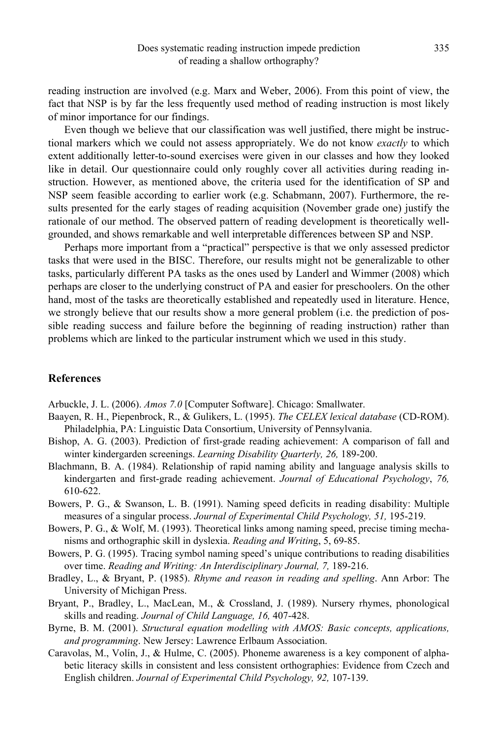reading instruction are involved (e.g. Marx and Weber, 2006). From this point of view, the fact that NSP is by far the less frequently used method of reading instruction is most likely of minor importance for our findings.

Even though we believe that our classification was well justified, there might be instructional markers which we could not assess appropriately. We do not know *exactly* to which extent additionally letter-to-sound exercises were given in our classes and how they looked like in detail. Our questionnaire could only roughly cover all activities during reading instruction. However, as mentioned above, the criteria used for the identification of SP and NSP seem feasible according to earlier work (e.g. Schabmann, 2007). Furthermore, the results presented for the early stages of reading acquisition (November grade one) justify the rationale of our method. The observed pattern of reading development is theoretically well-grounded, and shows remarkable and well interpretable differences between SP and NSP.

Perhaps more important from a "practical" perspective is that we only assessed predictor tasks that were used in the BISC. Therefore, our results might not be generalizable to other tasks, particularly different PA tasks as the ones used by Landerl and Wimmer (2008) which perhaps are closer to the underlying construct of PA and easier for preschoolers. On the other hand, most of the tasks are theoretically established and repeatedly used in literature. Hence, we strongly believe that our results show a more general problem (i.e. the prediction of possible reading success and failure before the beginning of reading instruction) rather than problems which are linked to the particular instrument which we used in this study.

## References

Arbuckle, J. L. (2006). *Amos 7.0* [Computer Software]. Chicago: Smallwater.

Baayen, R. H., Piepenbrock, R., & Gulikers, L. (1995). *The CELEX lexical database* (CD-ROM). Philadelphia, PA: Linguistic Data Consortium, University of Pennsylvania.

Bishop, A. G. (2003). Prediction of first-grade reading achievement: A comparison of fall and winter kindergarden screenings. *Learning Disability Quarterly, 26,* 189-200.

Blachmann, B. A. (1984). Relationship of rapid naming ability and language analysis skills to kindergarten and first-grade reading achievement. *Journal of Educational Psychology*, *76,* 610-622.

Bowers, P. G., & Swanson, L. B. (1991). Naming speed deficits in reading disability: Multiple measures of a singular process. *Journal of Experimental Child Psychology, 51,* 195-219.

Bowers, P. G., & Wolf, M. (1993). Theoretical links among naming speed, precise timing mechanisms and orthographic skill in dyslexia. *Reading and Writin*g, 5, 69-85.

Bowers, P. G. (1995). Tracing symbol naming speed's unique contributions to reading disabilities over time. *Reading and Writing: An Interdisciplinary Journal, 7,* 189-216.

Bradley, L., & Bryant, P. (1985). *Rhyme and reason in reading and spelling*. Ann Arbor: The University of Michigan Press.

Bryant, P., Bradley, L., MacLean, M., & Crossland, J. (1989). Nursery rhymes, phonological skills and reading. *Journal of Child Language, 16,* 407-428.

Byrne, B. M. (2001). *Structural equation modelling with AMOS: Basic concepts, applications, and programming*. New Jersey: Lawrence Erlbaum Association.

Caravolas, M., Volín, J., & Hulme, C. (2005). Phoneme awareness is a key component of alphabetic literacy skills in consistent and less consistent orthographies: Evidence from Czech and English children. *Journal of Experimental Child Psychology, 92,* 107-139.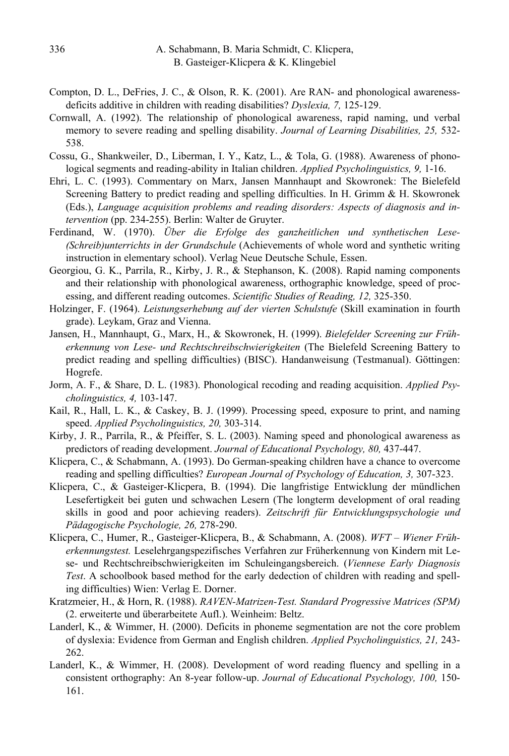Compton, D. L., DeFries, J. C., & Olson, R. K. (2001). Are RAN- and phonological awareness-deficits additive in children with reading disabilities? *Dyslexia, 7,* 125-129.

Cornwall, A. (1992). The relationship of phonological awareness, rapid naming, und verbal memory to severe reading and spelling disability. *Journal of Learning Disabilities, 25,* 532-538.

Cossu, G., Shankweiler, D., Liberman, I. Y., Katz, L., & Tola, G. (1988). Awareness of phonological segments and reading-ability in Italian children. *Applied Psycholinguistics, 9,* 1-16.

Ehri, L. C. (1993). Commentary on Marx, Jansen Mannhaupt and Skowronek: The Bielefeld Screening Battery to predict reading and spelling difficulties. In H. Grimm & H. Skowronek (Eds.), *Language acquisition problems and reading disorders: Aspects of diagnosis and intervention* (pp. 234-255). Berlin: Walter de Gruyter.

Ferdinand, W. (1970). *Über die Erfolge des ganzheitlichen und synthetischen Lese-(Schreib)unterrichts in der Grundschule* (Achievements of whole word and synthetic writing instruction in elementary school). Verlag Neue Deutsche Schule, Essen.

Georgiou, G. K., Parrila, R., Kirby, J. R., & Stephanson, K. (2008). Rapid naming components and their relationship with phonological awareness, orthographic knowledge, speed of processing, and different reading outcomes. *Scientific Studies of Reading, 12,* 325-350.

Holzinger, F. (1964). *Leistungserhebung auf der vierten Schulstufe* (Skill examination in fourth grade). Leykam, Graz and Vienna.

Jansen, H., Mannhaupt, G., Marx, H., & Skowronek, H. (1999). *Bielefelder Screening zur Früherkennung von Lese- und Rechtschreibschwierigkeiten* (The Bielefeld Screening Battery to predict reading and spelling difficulties) (BISC). Handanweisung (Testmanual). Göttingen: Hogrefe.

Jorm, A. F., & Share, D. L. (1983). Phonological recoding and reading acquisition. *Applied Psycholinguistics, 4,* 103-147.

Kail, R., Hall, L. K., & Caskey, B. J. (1999). Processing speed, exposure to print, and naming speed. *Applied Psycholinguistics, 20,* 303-314.

Kirby, J. R., Parrila, R., & Pfeiffer, S. L. (2003). Naming speed and phonological awareness as predictors of reading development. *Journal of Educational Psychology, 80,* 437-447.

Klicpera, C., & Schabmann, A. (1993). Do German-speaking children have a chance to overcome reading and spelling difficulties? *European Journal of Psychology of Education, 3,* 307-323.

Klicpera, C., & Gasteiger-Klicpera, B. (1994). Die langfristige Entwicklung der mündlichen Lesefertigkeit bei guten und schwachen Lesern (The longterm development of oral reading skills in good and poor achieving readers). *Zeitschrift für Entwicklungspsychologie und Pädagogische Psychologie, 26,* 278-290.

Klicpera, C., Humer, R., Gasteiger-Klicpera, B., & Schabmann, A. (2008). *WFT – Wiener Früherkennungstest.* Leselehrgangspezifisches Verfahren zur Früherkennung von Kindern mit Lese- und Rechtschreibschwierigkeiten im Schuleingangsbereich. (*Viennese Early Diagnosis Test*. A schoolbook based method for the early dedection of children with reading and spelling difficulties) Wien: Verlag E. Dorner.

Kratzmeier, H., & Horn, R. (1988). *RAVEN-Matrizen-Test. Standard Progressive Matrices (SPM)* (2. erweiterte und überarbeitete Aufl.). Weinheim: Beltz.

Landerl, K., & Wimmer, H. (2000). Deficits in phoneme segmentation are not the core problem of dyslexia: Evidence from German and English children. *Applied Psycholinguistics, 21,* 243-262.

Landerl, K., & Wimmer, H. (2008). Development of word reading fluency and spelling in a consistent orthography: An 8-year follow-up. *Journal of Educational Psychology, 100,* 150-161.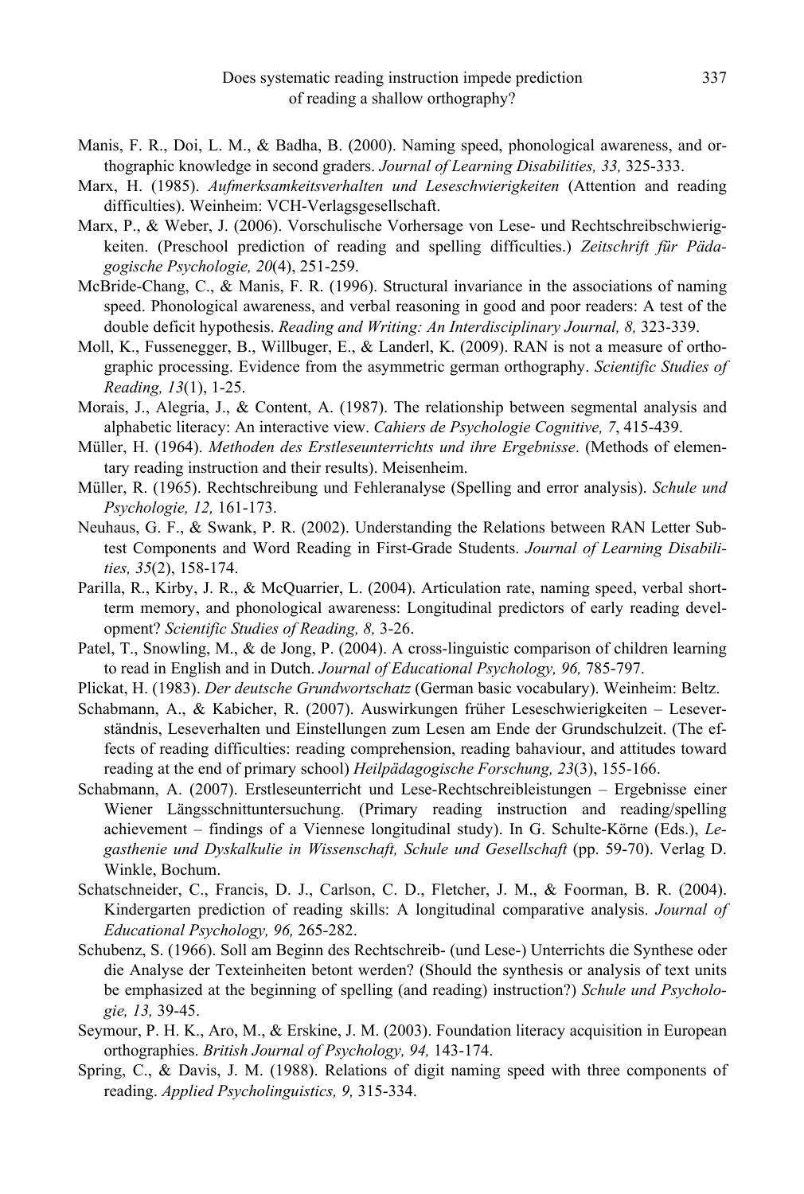Manis, F. R., Doi, L. M., & Badha, B. (2000). Naming speed, phonological awareness, and orthographic knowledge in second graders. *Journal of Learning Disabilities, 33,* 325-333.

Marx, H. (1985). *Aufmerksamkeitsverhalten und Leseschwierigkeiten* (Attention and reading difficulties). Weinheim: VCH-Verlagsgesellschaft.

Marx, P., & Weber, J. (2006). Vorschulische Vorhersage von Lese- und Rechtschreibschwierigkeiten. (Preschool prediction of reading and spelling difficulties.) *Zeitschrift für Pädagogische Psychologie, 20*(4), 251-259.

McBride-Chang, C., & Manis, F. R. (1996). Structural invariance in the associations of naming speed. Phonological awareness, and verbal reasoning in good and poor readers: A test of the double deficit hypothesis. *Reading and Writing: An Interdisciplinary Journal, 8,* 323-339.

Moll, K., Fussenegger, B., Willbuger, E., & Landerl, K. (2009). RAN is not a measure of orthographic processing. Evidence from the asymmetric german orthography. *Scientific Studies of Reading, 13*(1), 1-25.

Morais, J., Alegria, J., & Content, A. (1987). The relationship between segmental analysis and alphabetic literacy: An interactive view. *Cahiers de Psychologie Cognitive, 7*, 415-439.

Müller, H. (1964). *Methoden des Erstleseunterrichts und ihre Ergebnisse*. (Methods of elementary reading instruction and their results). Meisenheim.

Müller, R. (1965). Rechtschreibung und Fehleranalyse (Spelling and error analysis). *Schule und Psychologie, 12,* 161-173.

Neuhaus, G. F., & Swank, P. R. (2002). Understanding the Relations between RAN Letter Subtest Components and Word Reading in First-Grade Students. *Journal of Learning Disabilities, 35*(2), 158-174.

Parilla, R., Kirby, J. R., & McQuarrier, L. (2004). Articulation rate, naming speed, verbal short-term memory, and phonological awareness: Longitudinal predictors of early reading development? *Scientific Studies of Reading, 8,* 3-26.

Patel, T., Snowling, M., & de Jong, P. (2004). A cross-linguistic comparison of children learning to read in English and in Dutch. *Journal of Educational Psychology, 96,* 785-797.

Plickat, H. (1983). *Der deutsche Grundwortschatz* (German basic vocabulary). Weinheim: Beltz.

Schabmann, A., & Kabicher, R. (2007). Auswirkungen früher Leseschwierigkeiten – Leseverständnis, Leseverhalten und Einstellungen zum Lesen am Ende der Grundschulzeit. (The effects of reading difficulties: reading comprehension, reading bahaviour, and attitudes toward reading at the end of primary school) *Heilpädagogische Forschung, 23*(3), 155-166.

Schabmann, A. (2007). Erstleseunterricht und Lese-Rechtschreibleistungen – Ergebnisse einer Wiener Längsschnittuntersuchung. (Primary reading instruction and reading/spelling achievement – findings of a Viennese longitudinal study). In G. Schulte-Körne (Eds.), *Legasthenie und Dyskalkulie in Wissenschaft, Schule und Gesellschaft* (pp. 59-70). Verlag D. Winkle, Bochum.

Schatschneider, C., Francis, D. J., Carlson, C. D., Fletcher, J. M., & Foorman, B. R. (2004). Kindergarten prediction of reading skills: A longitudinal comparative analysis. *Journal of Educational Psychology, 96,* 265-282.

Schubenz, S. (1966). Soll am Beginn des Rechtschreib- (und Lese-) Unterrichts die Synthese oder die Analyse der Texteinheiten betont werden? (Should the synthesis or analysis of text units be emphasized at the beginning of spelling (and reading) instruction?) *Schule und Psychologie, 13,* 39-45.

Seymour, P. H. K., Aro, M., & Erskine, J. M. (2003). Foundation literacy acquisition in European orthographies. *British Journal of Psychology, 94,* 143-174.

Spring, C., & Davis, J. M. (1988). Relations of digit naming speed with three components of reading. *Applied Psycholinguistics, 9,* 315-334.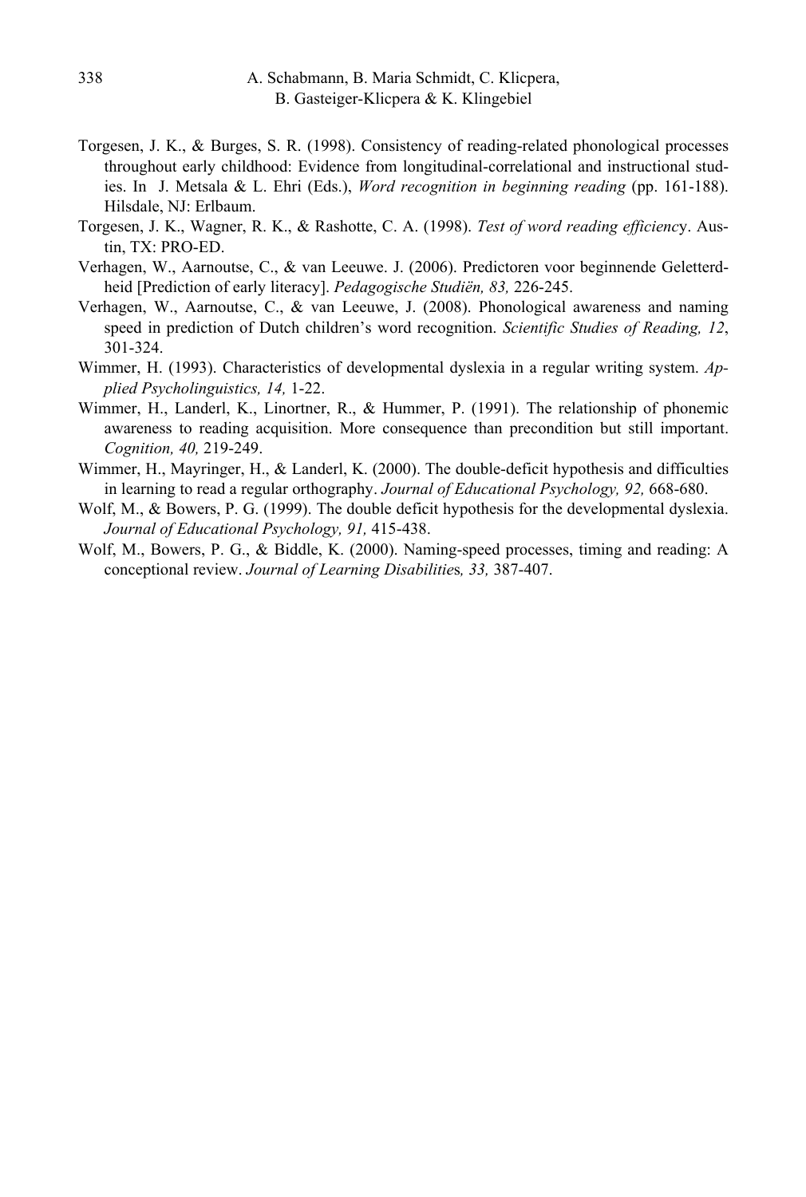Torgesen, J. K., & Burges, S. R. (1998). Consistency of reading-related phonological processes throughout early childhood: Evidence from longitudinal-correlational and instructional studies. In J. Metsala & L. Ehri (Eds.), *Word recognition in beginning reading* (pp. 161-188). Hilsdale, NJ: Erlbaum.

Torgesen, J. K., Wagner, R. K., & Rashotte, C. A. (1998). *Test of word reading efficiency*. Austin, TX: PRO-ED.

Verhagen, W., Aarnoutse, C., & van Leeuwe. J. (2006). Predictoren voor beginnende Geletterdheid [Prediction of early literacy]. *Pedagogische Studiën, 83,* 226-245.

Verhagen, W., Aarnoutse, C., & van Leeuwe, J. (2008). Phonological awareness and naming speed in prediction of Dutch children's word recognition. *Scientific Studies of Reading, 12*, 301-324.

Wimmer, H. (1993). Characteristics of developmental dyslexia in a regular writing system. *Applied Psycholinguistics, 14,* 1-22.

Wimmer, H., Landerl, K., Linortner, R., & Hummer, P. (1991). The relationship of phonemic awareness to reading acquisition. More consequence than precondition but still important. *Cognition, 40,* 219-249.

Wimmer, H., Mayringer, H., & Landerl, K. (2000). The double-deficit hypothesis and difficulties in learning to read a regular orthography. *Journal of Educational Psychology, 92,* 668-680.

Wolf, M., & Bowers, P. G. (1999). The double deficit hypothesis for the developmental dyslexia. *Journal of Educational Psychology, 91,* 415-438.

Wolf, M., Bowers, P. G., & Biddle, K. (2000). Naming-speed processes, timing and reading: A conceptional review. *Journal of Learning Disabilities, 33,* 387-407.